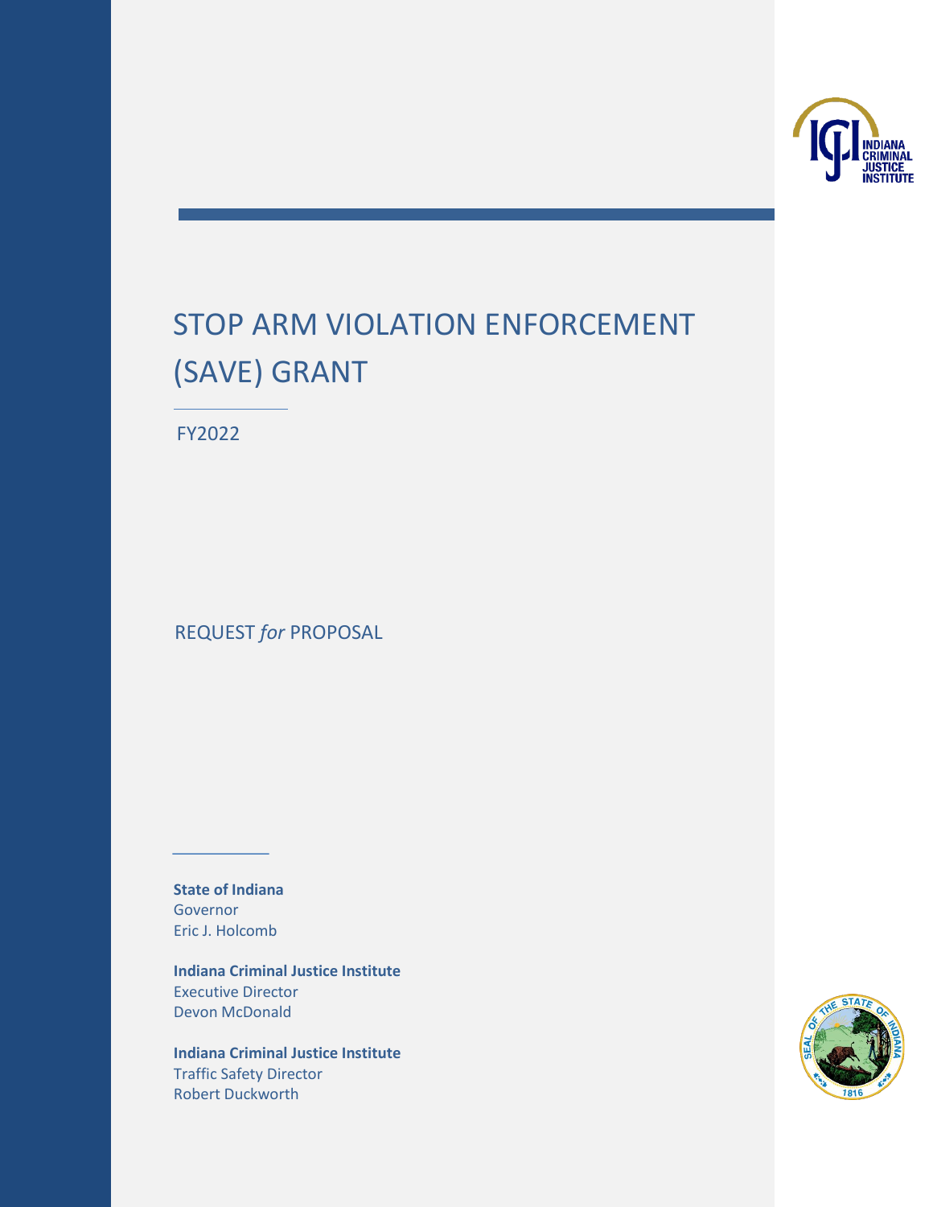# STOP ARM VIOLATION ENFORCEMENT (SAVE) GRANT

FY2022

REQUEST *for* PROPOSAL

**State of Indiana**
Governor
Eric J. Holcomb

**Indiana Criminal Justice Institute**
Executive Director
Devon McDonald

**Indiana Criminal Justice Institute**
Traffic Safety Director
Robert Duckworth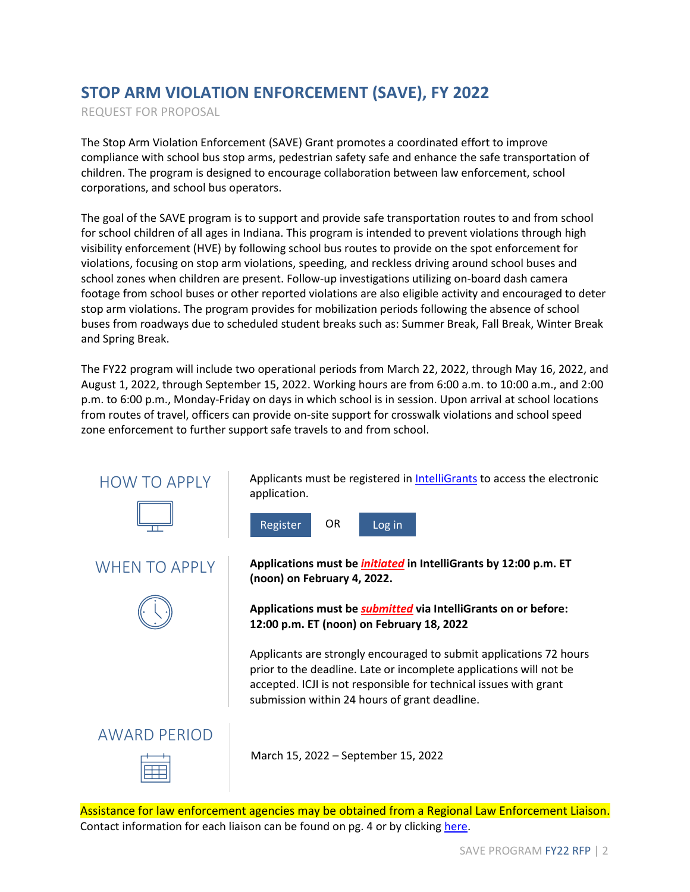# STOP ARM VIOLATION ENFORCEMENT (SAVE), FY 2022

REQUEST FOR PROPOSAL

The Stop Arm Violation Enforcement (SAVE) Grant promotes a coordinated effort to improve compliance with school bus stop arms, pedestrian safety safe and enhance the safe transportation of children. The program is designed to encourage collaboration between law enforcement, school corporations, and school bus operators.

The goal of the SAVE program is to support and provide safe transportation routes to and from school for school children of all ages in Indiana. This program is intended to prevent violations through high visibility enforcement (HVE) by following school bus routes to provide on the spot enforcement for violations, focusing on stop arm violations, speeding, and reckless driving around school buses and school zones when children are present. Follow-up investigations utilizing on-board dash camera footage from school buses or other reported violations are also eligible activity and encouraged to deter stop arm violations. The program provides for mobilization periods following the absence of school buses from roadways due to scheduled student breaks such as: Summer Break, Fall Break, Winter Break and Spring Break.

The FY22 program will include two operational periods from March 22, 2022, through May 16, 2022, and August 1, 2022, through September 15, 2022. Working hours are from 6:00 a.m. to 10:00 a.m., and 2:00 p.m. to 6:00 p.m., Monday-Friday on days in which school is in session. Upon arrival at school locations from routes of travel, officers can provide on-site support for crosswalk violations and school speed zone enforcement to further support safe travels to and from school.

## HOW TO APPLY

Applicants must be registered in IntelliGrants to access the electronic application.

Register OR Log in

## WHEN TO APPLY

**Applications must be *initiated* in IntelliGrants by 12:00 p.m. ET (noon) on February 4, 2022.**

**Applications must be *submitted* via IntelliGrants on or before: 12:00 p.m. ET (noon) on February 18, 2022**

Applicants are strongly encouraged to submit applications 72 hours prior to the deadline. Late or incomplete applications will not be accepted. ICJI is not responsible for technical issues with grant submission within 24 hours of grant deadline.

## AWARD PERIOD

March 15, 2022 – September 15, 2022

Assistance for law enforcement agencies may be obtained from a Regional Law Enforcement Liaison. Contact information for each liaison can be found on pg. 4 or by clicking here.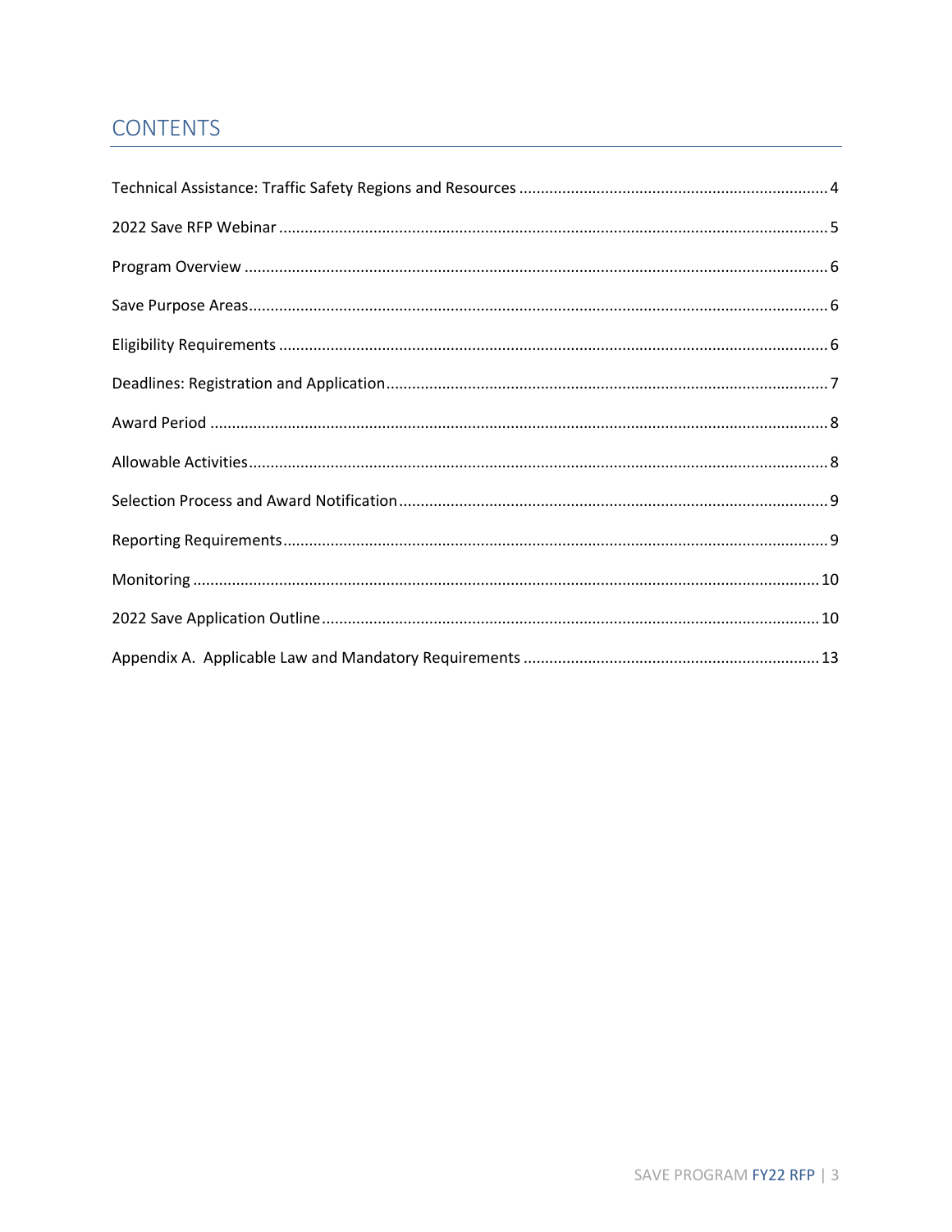## CONTENTS

Technical Assistance: Traffic Safety Regions and Resources ........ 4

2022 Save RFP Webinar ........ 5

Program Overview ........ 6

Save Purpose Areas ........ 6

Eligibility Requirements ........ 6

Deadlines: Registration and Application ........ 7

Award Period ........ 8

Allowable Activities ........ 8

Selection Process and Award Notification ........ 9

Reporting Requirements ........ 9

Monitoring ........ 10

2022 Save Application Outline ........ 10

Appendix A. Applicable Law and Mandatory Requirements ........ 13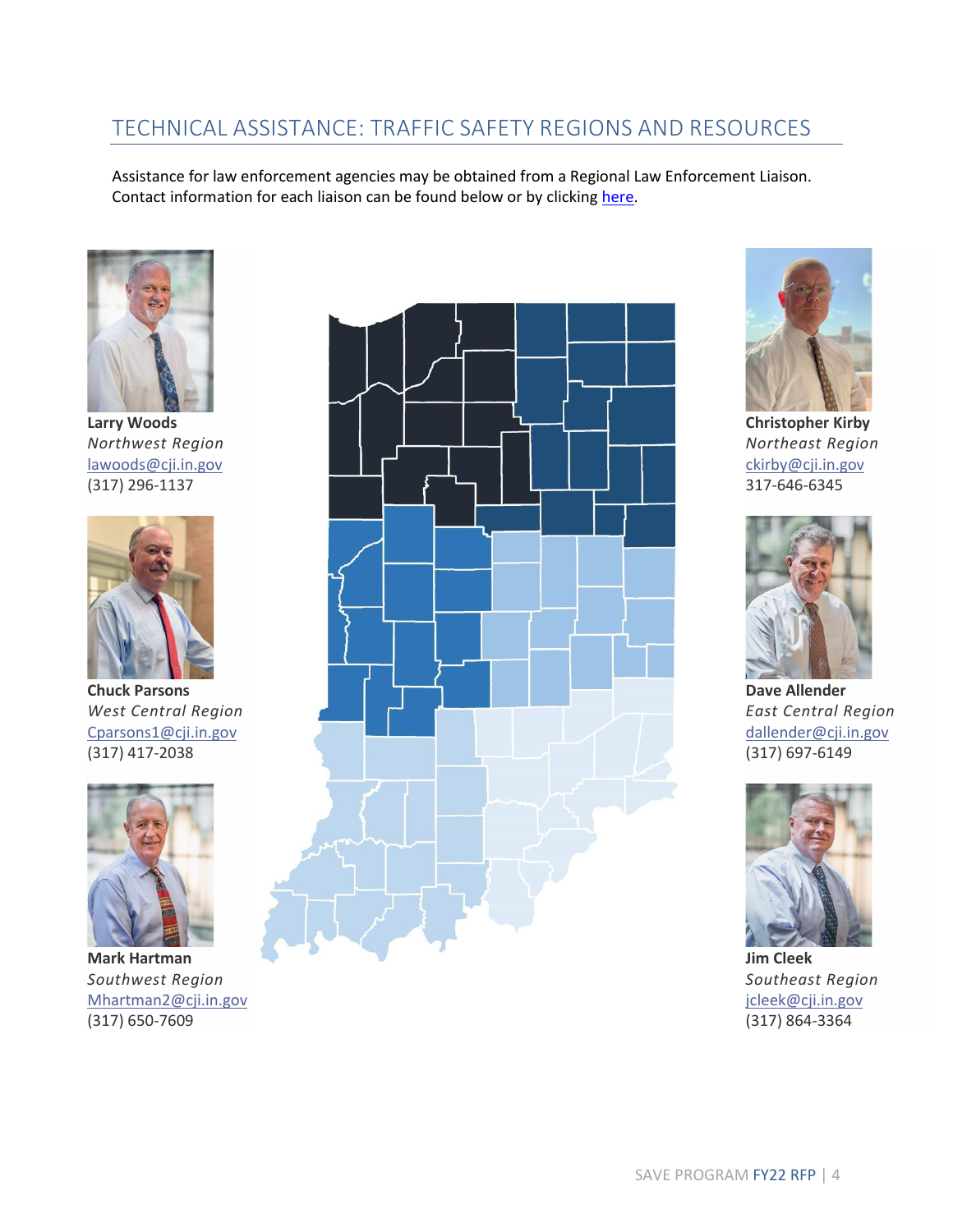## TECHNICAL ASSISTANCE: TRAFFIC SAFETY REGIONS AND RESOURCES

Assistance for law enforcement agencies may be obtained from a Regional Law Enforcement Liaison. Contact information for each liaison can be found below or by clicking here.

**Larry Woods**
*Northwest Region*
lawoods@cji.in.gov
(317) 296-1137

**Chuck Parsons**
*West Central Region*
Cparsons1@cji.in.gov
(317) 417-2038

**Mark Hartman**
*Southwest Region*
Mhartman2@cji.in.gov
(317) 650-7609

**Christopher Kirby**
*Northeast Region*
ckirby@cji.in.gov
317-646-6345

**Dave Allender**
*East Central Region*
dallender@cji.in.gov
(317) 697-6149

**Jim Cleek**
*Southeast Region*
jcleek@cji.in.gov
(317) 864-3364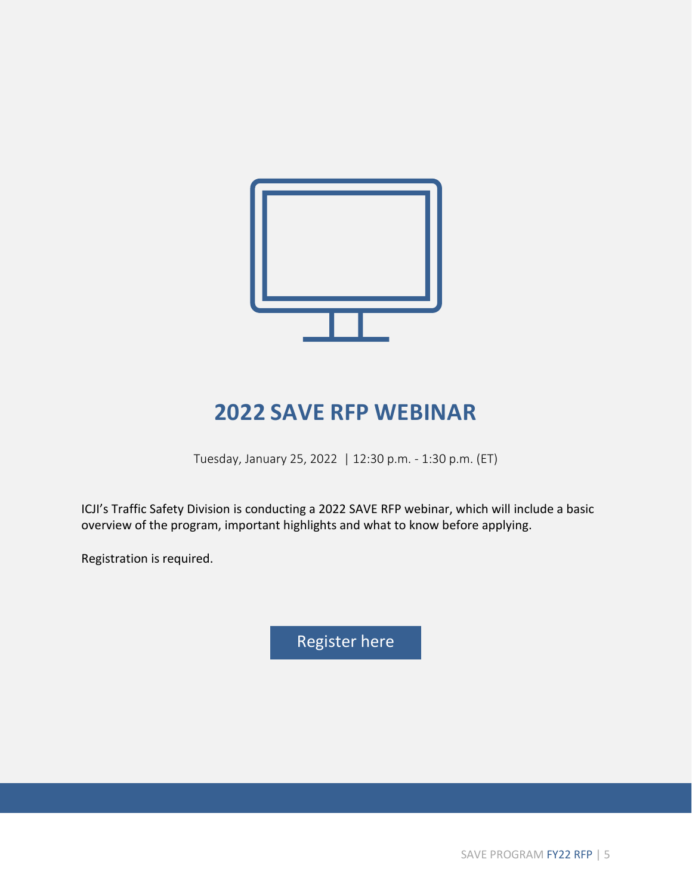# 2022 SAVE RFP WEBINAR

Tuesday, January 25, 2022 | 12:30 p.m. - 1:30 p.m. (ET)

ICJI's Traffic Safety Division is conducting a 2022 SAVE RFP webinar, which will include a basic overview of the program, important highlights and what to know before applying.

Registration is required.

Register here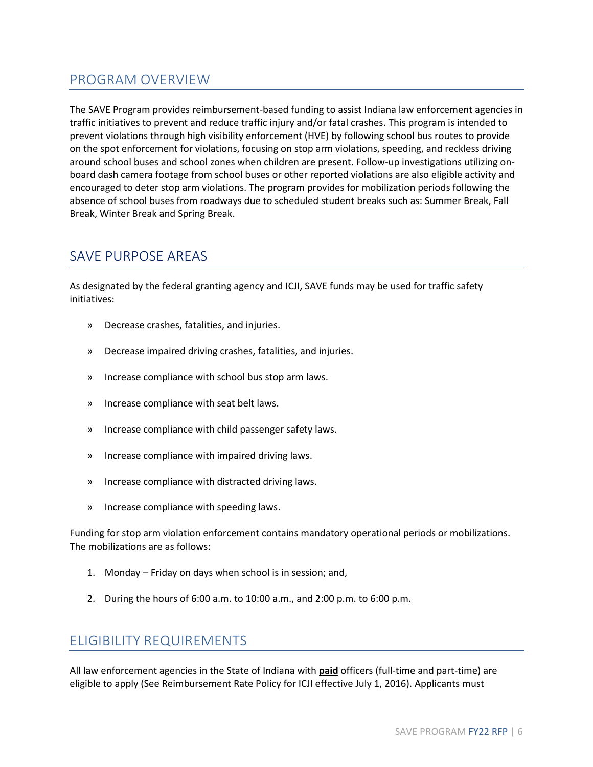## PROGRAM OVERVIEW

The SAVE Program provides reimbursement-based funding to assist Indiana law enforcement agencies in traffic initiatives to prevent and reduce traffic injury and/or fatal crashes. This program is intended to prevent violations through high visibility enforcement (HVE) by following school bus routes to provide on the spot enforcement for violations, focusing on stop arm violations, speeding, and reckless driving around school buses and school zones when children are present. Follow-up investigations utilizing on-board dash camera footage from school buses or other reported violations are also eligible activity and encouraged to deter stop arm violations. The program provides for mobilization periods following the absence of school buses from roadways due to scheduled student breaks such as: Summer Break, Fall Break, Winter Break and Spring Break.

## SAVE PURPOSE AREAS

As designated by the federal granting agency and ICJI, SAVE funds may be used for traffic safety initiatives:

- Decrease crashes, fatalities, and injuries.
- Decrease impaired driving crashes, fatalities, and injuries.
- Increase compliance with school bus stop arm laws.
- Increase compliance with seat belt laws.
- Increase compliance with child passenger safety laws.
- Increase compliance with impaired driving laws.
- Increase compliance with distracted driving laws.
- Increase compliance with speeding laws.

Funding for stop arm violation enforcement contains mandatory operational periods or mobilizations. The mobilizations are as follows:

1. Monday – Friday on days when school is in session; and,
2. During the hours of 6:00 a.m. to 10:00 a.m., and 2:00 p.m. to 6:00 p.m.

## ELIGIBILITY REQUIREMENTS

All law enforcement agencies in the State of Indiana with **paid** officers (full-time and part-time) are eligible to apply (See Reimbursement Rate Policy for ICJI effective July 1, 2016). Applicants must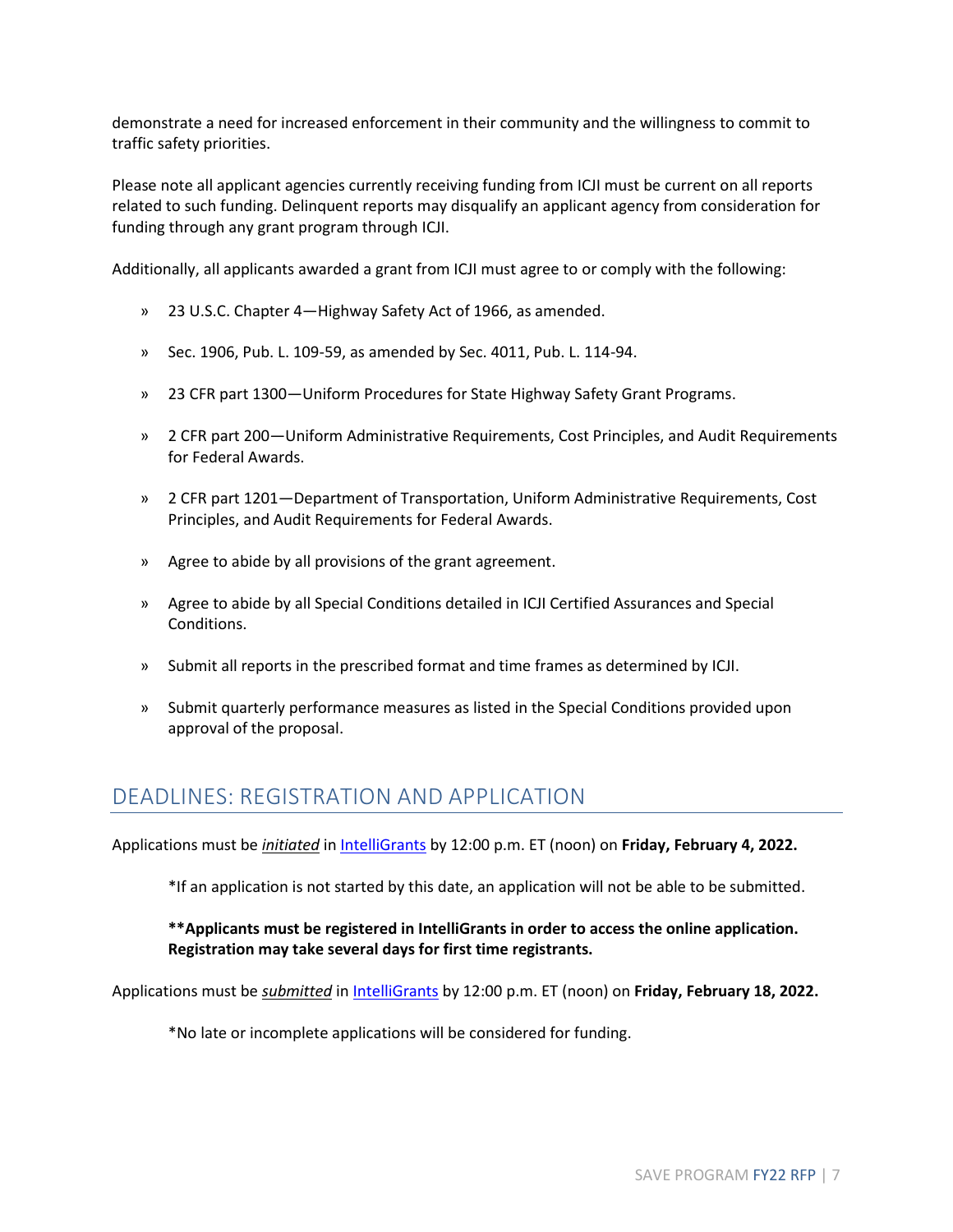demonstrate a need for increased enforcement in their community and the willingness to commit to traffic safety priorities.

Please note all applicant agencies currently receiving funding from ICJI must be current on all reports related to such funding. Delinquent reports may disqualify an applicant agency from consideration for funding through any grant program through ICJI.

Additionally, all applicants awarded a grant from ICJI must agree to or comply with the following:

- 23 U.S.C. Chapter 4—Highway Safety Act of 1966, as amended.
- Sec. 1906, Pub. L. 109-59, as amended by Sec. 4011, Pub. L. 114-94.
- 23 CFR part 1300—Uniform Procedures for State Highway Safety Grant Programs.
- 2 CFR part 200—Uniform Administrative Requirements, Cost Principles, and Audit Requirements for Federal Awards.
- 2 CFR part 1201—Department of Transportation, Uniform Administrative Requirements, Cost Principles, and Audit Requirements for Federal Awards.
- Agree to abide by all provisions of the grant agreement.
- Agree to abide by all Special Conditions detailed in ICJI Certified Assurances and Special Conditions.
- Submit all reports in the prescribed format and time frames as determined by ICJI.
- Submit quarterly performance measures as listed in the Special Conditions provided upon approval of the proposal.

## DEADLINES: REGISTRATION AND APPLICATION

Applications must be ***initiated*** in IntelliGrants by 12:00 p.m. ET (noon) on **Friday, February 4, 2022.**

> *If an application is not started by this date, an application will not be able to be submitted.
>
> ****Applicants must be registered in IntelliGrants in order to access the online application. Registration may take several days for first time registrants.**

Applications must be ***submitted*** in IntelliGrants by 12:00 p.m. ET (noon) on **Friday, February 18, 2022.**

> *No late or incomplete applications will be considered for funding.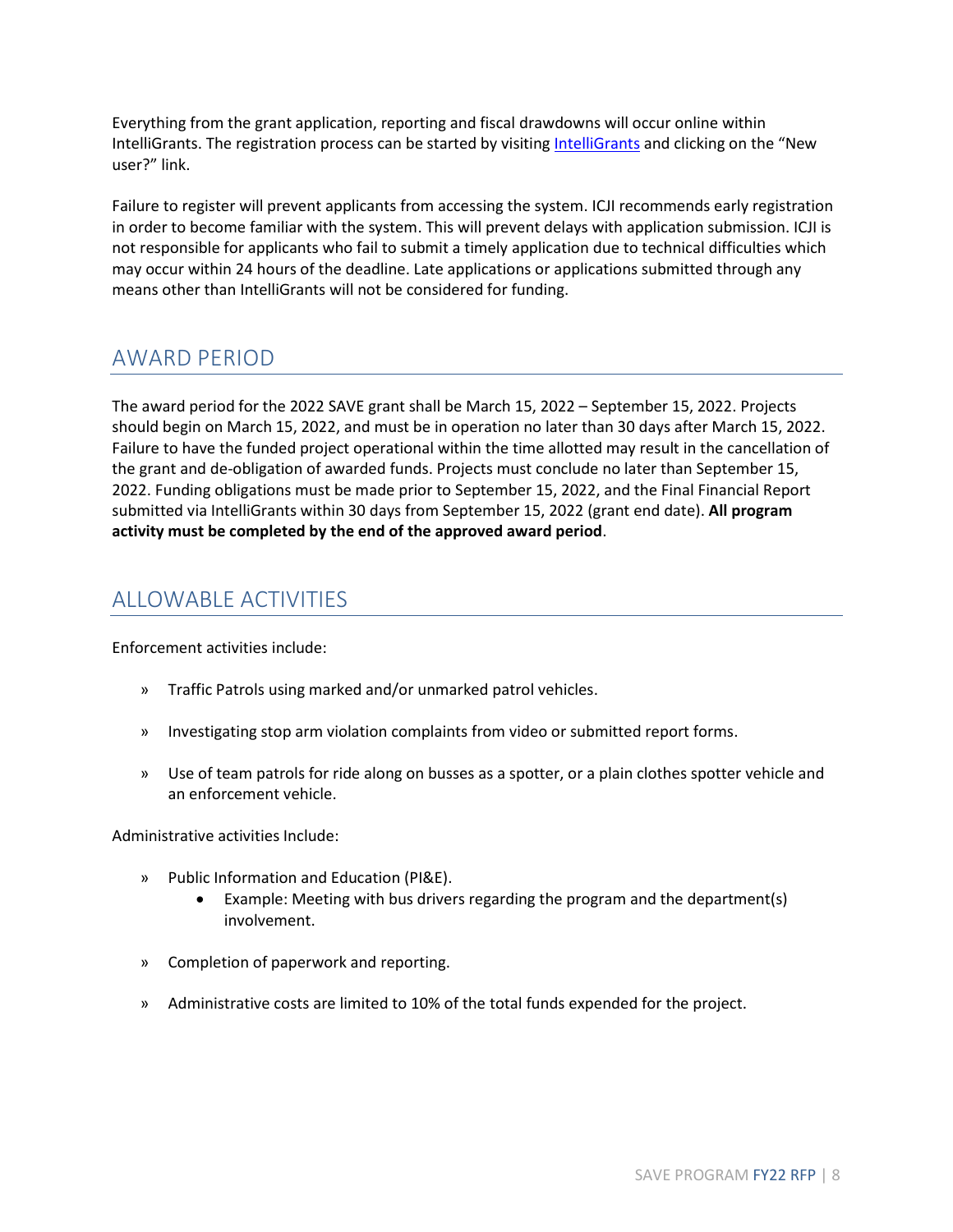Everything from the grant application, reporting and fiscal drawdowns will occur online within IntelliGrants. The registration process can be started by visiting IntelliGrants and clicking on the "New user?" link.

Failure to register will prevent applicants from accessing the system. ICJI recommends early registration in order to become familiar with the system. This will prevent delays with application submission. ICJI is not responsible for applicants who fail to submit a timely application due to technical difficulties which may occur within 24 hours of the deadline. Late applications or applications submitted through any means other than IntelliGrants will not be considered for funding.

## AWARD PERIOD

The award period for the 2022 SAVE grant shall be March 15, 2022 – September 15, 2022. Projects should begin on March 15, 2022, and must be in operation no later than 30 days after March 15, 2022. Failure to have the funded project operational within the time allotted may result in the cancellation of the grant and de-obligation of awarded funds. Projects must conclude no later than September 15, 2022. Funding obligations must be made prior to September 15, 2022, and the Final Financial Report submitted via IntelliGrants within 30 days from September 15, 2022 (grant end date). **All program activity must be completed by the end of the approved award period**.

## ALLOWABLE ACTIVITIES

Enforcement activities include:

- Traffic Patrols using marked and/or unmarked patrol vehicles.
- Investigating stop arm violation complaints from video or submitted report forms.
- Use of team patrols for ride along on busses as a spotter, or a plain clothes spotter vehicle and an enforcement vehicle.

Administrative activities Include:

- Public Information and Education (PI&E).
  - Example: Meeting with bus drivers regarding the program and the department(s) involvement.
- Completion of paperwork and reporting.
- Administrative costs are limited to 10% of the total funds expended for the project.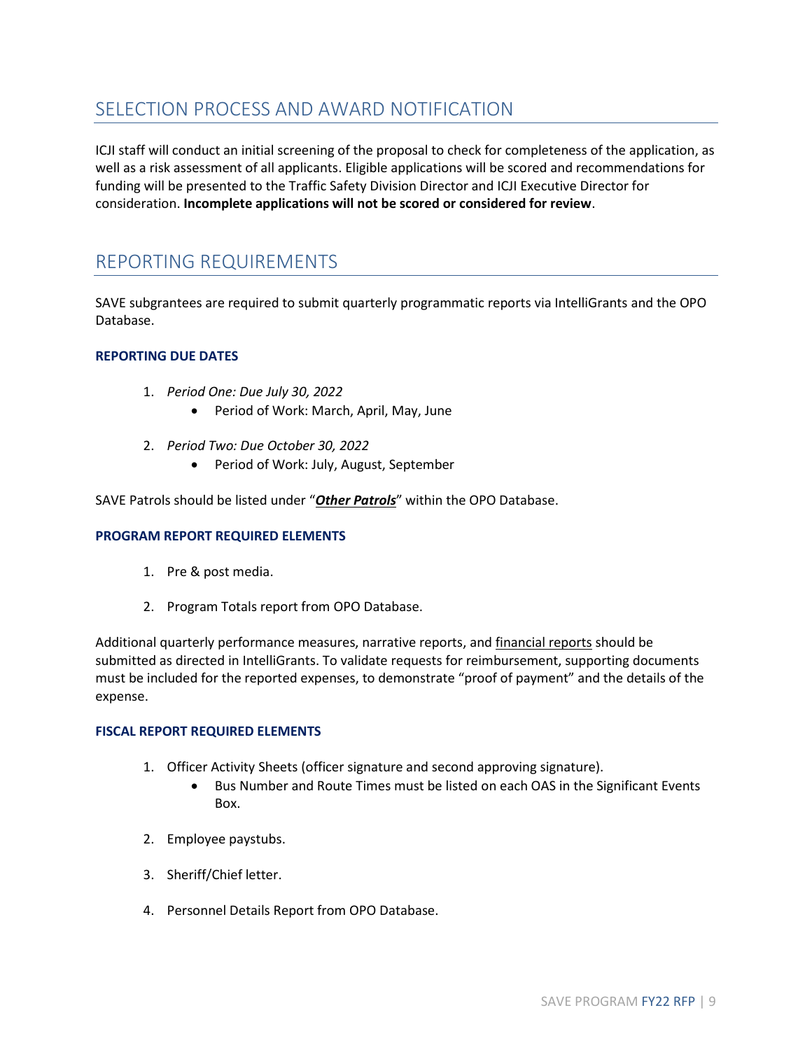## SELECTION PROCESS AND AWARD NOTIFICATION

ICJI staff will conduct an initial screening of the proposal to check for completeness of the application, as well as a risk assessment of all applicants. Eligible applications will be scored and recommendations for funding will be presented to the Traffic Safety Division Director and ICJI Executive Director for consideration. **Incomplete applications will not be scored or considered for review**.

## REPORTING REQUIREMENTS

SAVE subgrantees are required to submit quarterly programmatic reports via IntelliGrants and the OPO Database.

### REPORTING DUE DATES

1. *Period One: Due July 30, 2022*
   - Period of Work: March, April, May, June
2. *Period Two: Due October 30, 2022*
   - Period of Work: July, August, September

SAVE Patrols should be listed under "***Other Patrols***" within the OPO Database.

### PROGRAM REPORT REQUIRED ELEMENTS

1. Pre & post media.
2. Program Totals report from OPO Database.

Additional quarterly performance measures, narrative reports, and financial reports should be submitted as directed in IntelliGrants. To validate requests for reimbursement, supporting documents must be included for the reported expenses, to demonstrate "proof of payment" and the details of the expense.

### FISCAL REPORT REQUIRED ELEMENTS

1. Officer Activity Sheets (officer signature and second approving signature).
   - Bus Number and Route Times must be listed on each OAS in the Significant Events Box.
2. Employee paystubs.
3. Sheriff/Chief letter.
4. Personnel Details Report from OPO Database.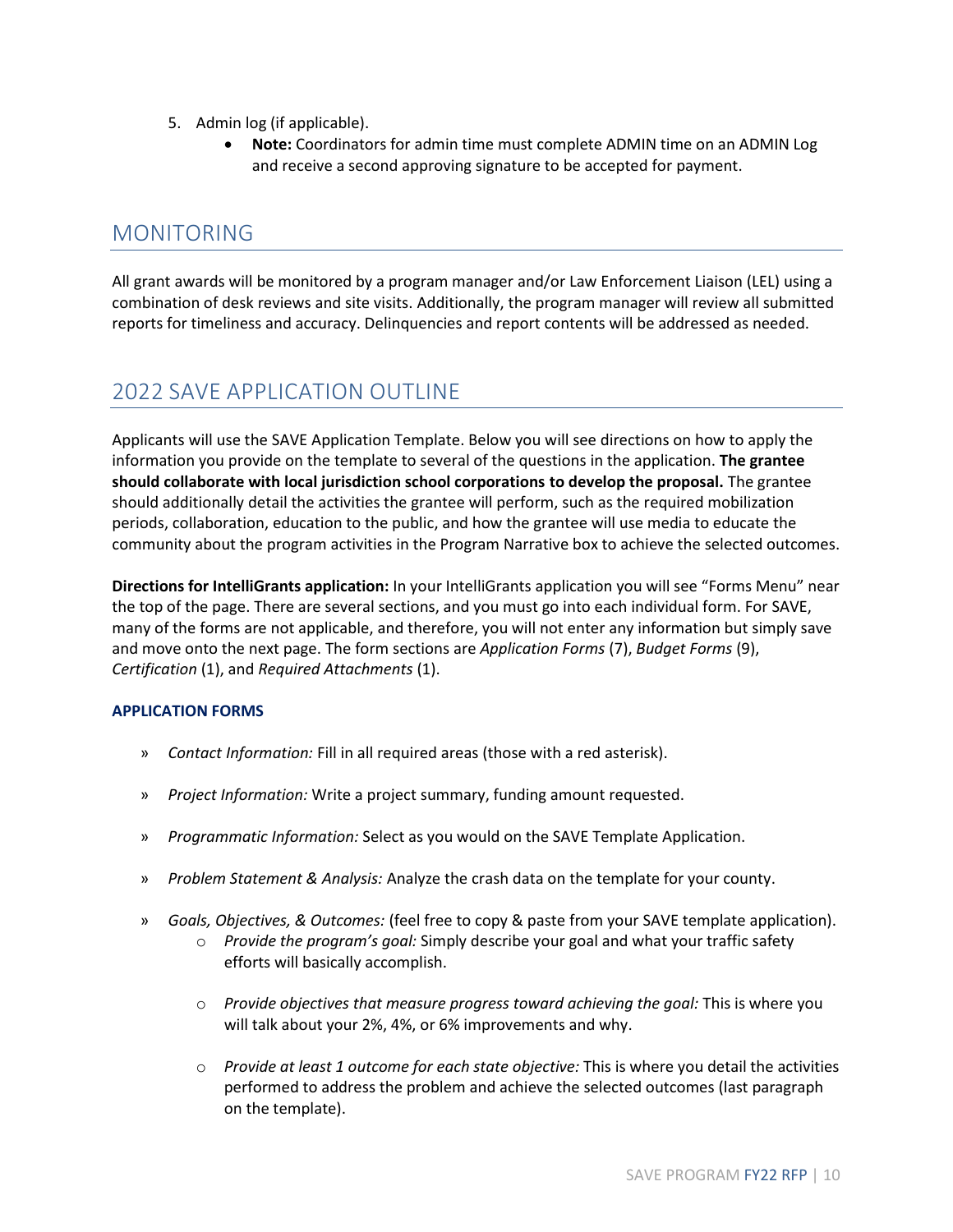5. Admin log (if applicable).
    - **Note:** Coordinators for admin time must complete ADMIN time on an ADMIN Log and receive a second approving signature to be accepted for payment.

## MONITORING

All grant awards will be monitored by a program manager and/or Law Enforcement Liaison (LEL) using a combination of desk reviews and site visits. Additionally, the program manager will review all submitted reports for timeliness and accuracy. Delinquencies and report contents will be addressed as needed.

## 2022 SAVE APPLICATION OUTLINE

Applicants will use the SAVE Application Template. Below you will see directions on how to apply the information you provide on the template to several of the questions in the application. **The grantee should collaborate with local jurisdiction school corporations to develop the proposal.** The grantee should additionally detail the activities the grantee will perform, such as the required mobilization periods, collaboration, education to the public, and how the grantee will use media to educate the community about the program activities in the Program Narrative box to achieve the selected outcomes.

**Directions for IntelliGrants application:** In your IntelliGrants application you will see "Forms Menu" near the top of the page. There are several sections, and you must go into each individual form. For SAVE, many of the forms are not applicable, and therefore, you will not enter any information but simply save and move onto the next page. The form sections are *Application Forms* (7), *Budget Forms* (9), *Certification* (1), and *Required Attachments* (1).

### APPLICATION FORMS

- *Contact Information:* Fill in all required areas (those with a red asterisk).
- *Project Information:* Write a project summary, funding amount requested.
- *Programmatic Information:* Select as you would on the SAVE Template Application.
- *Problem Statement & Analysis:* Analyze the crash data on the template for your county.
- *Goals, Objectives, & Outcomes:* (feel free to copy & paste from your SAVE template application).
    - *Provide the program's goal:* Simply describe your goal and what your traffic safety efforts will basically accomplish.
    - *Provide objectives that measure progress toward achieving the goal:* This is where you will talk about your 2%, 4%, or 6% improvements and why.
    - *Provide at least 1 outcome for each state objective:* This is where you detail the activities performed to address the problem and achieve the selected outcomes (last paragraph on the template).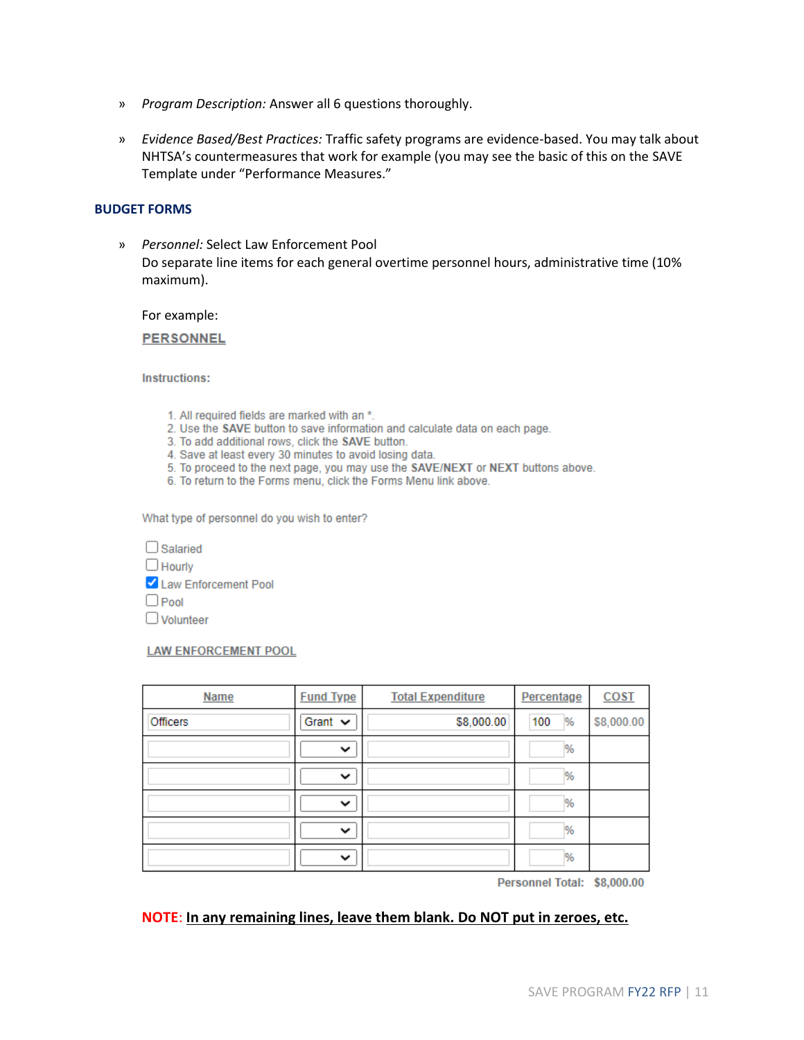- *Program Description:* Answer all 6 questions thoroughly.

- *Evidence Based/Best Practices:* Traffic safety programs are evidence-based. You may talk about NHTSA's countermeasures that work for example (you may see the basic of this on the SAVE Template under "Performance Measures."

## BUDGET FORMS

- *Personnel:* Select Law Enforcement Pool
  Do separate line items for each general overtime personnel hours, administrative time (10% maximum).

  For example:

  **PERSONNEL**

  **Instructions:**

  1. All required fields are marked with an *.
  2. Use the **SAVE** button to save information and calculate data on each page.
  3. To add additional rows, click the **SAVE** button.
  4. Save at least every 30 minutes to avoid losing data.
  5. To proceed to the next page, you may use the **SAVE/NEXT** or **NEXT** buttons above.
  6. To return to the Forms menu, click the Forms Menu link above.

  What type of personnel do you wish to enter?

  - [ ] Salaried
  - [ ] Hourly
  - [x] Law Enforcement Pool
  - [ ] Pool
  - [ ] Volunteer

  **LAW ENFORCEMENT POOL**

  | Name | Fund Type | Total Expenditure | Percentage | COST |
  |---|---|---|---|---|
  | Officers | Grant | $8,000.00 | 100 % | $8,000.00 |
  | | | | % | |
  | | | | % | |
  | | | | % | |
  | | | | % | |
  | | | | % | |

  Personnel Total: $8,000.00

  **NOTE**: **In any remaining lines, leave them blank. Do NOT put in zeroes, etc.**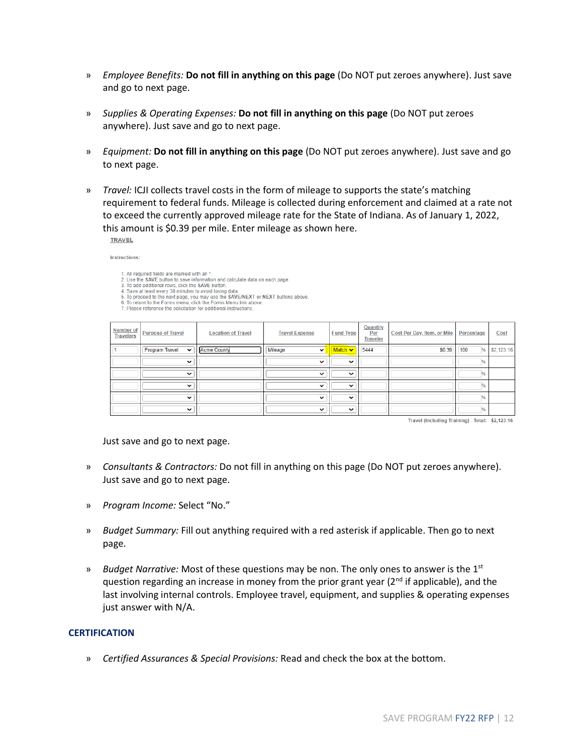» *Employee Benefits:* **Do not fill in anything on this page** (Do NOT put zeroes anywhere). Just save and go to next page.

» *Supplies & Operating Expenses:* **Do not fill in anything on this page** (Do NOT put zeroes anywhere). Just save and go to next page.

» *Equipment:* **Do not fill in anything on this page** (Do NOT put zeroes anywhere). Just save and go to next page.

» *Travel:* ICJI collects travel costs in the form of mileage to supports the state's matching requirement to federal funds. Mileage is collected during enforcement and claimed at a rate not to exceed the currently approved mileage rate for the State of Indiana. As of January 1, 2022, this amount is $0.39 per mile. Enter mileage as shown here.

TRAVEL

Instructions:

1. All required fields are marked with an *.
2. Use the SAVE button to save information and calculate data on each page.
3. To add additional rows, click the SAVE button.
4. Save at least every 30 minutes to avoid losing data.
5. To proceed to the next page, you may use the SAVE/NEXT or NEXT buttons above.
6. To return to the Forms menu, click the Forms Menu link above.
7. Please reference the solicitation for additional instructions.

| Number of Travelers | Purpose of Travel | Location of Travel | Travel Expense | Fund Type | Quantity Per Traveler | Cost Per Day, Item, or Mile | Percentage | Cost |
|---|---|---|---|---|---|---|---|---|
| 1 | Program Travel | Acme County | Mileage | Match | 5444 | $0.39 | 100 % | $2,123.16 |
| | | | | | | | % | |
| | | | | | | | % | |
| | | | | | | | % | |
| | | | | | | | % | |
| | | | | | | | % | |

Travel (Including Training) - Total: $2,123.16

Just save and go to next page.

» *Consultants & Contractors:* Do not fill in anything on this page (Do NOT put zeroes anywhere). Just save and go to next page.

» *Program Income:* Select "No."

» *Budget Summary:* Fill out anything required with a red asterisk if applicable. Then go to next page.

» *Budget Narrative:* Most of these questions may be non. The only ones to answer is the 1st question regarding an increase in money from the prior grant year (2nd if applicable), and the last involving internal controls. Employee travel, equipment, and supplies & operating expenses just answer with N/A.

## CERTIFICATION

» *Certified Assurances & Special Provisions:* Read and check the box at the bottom.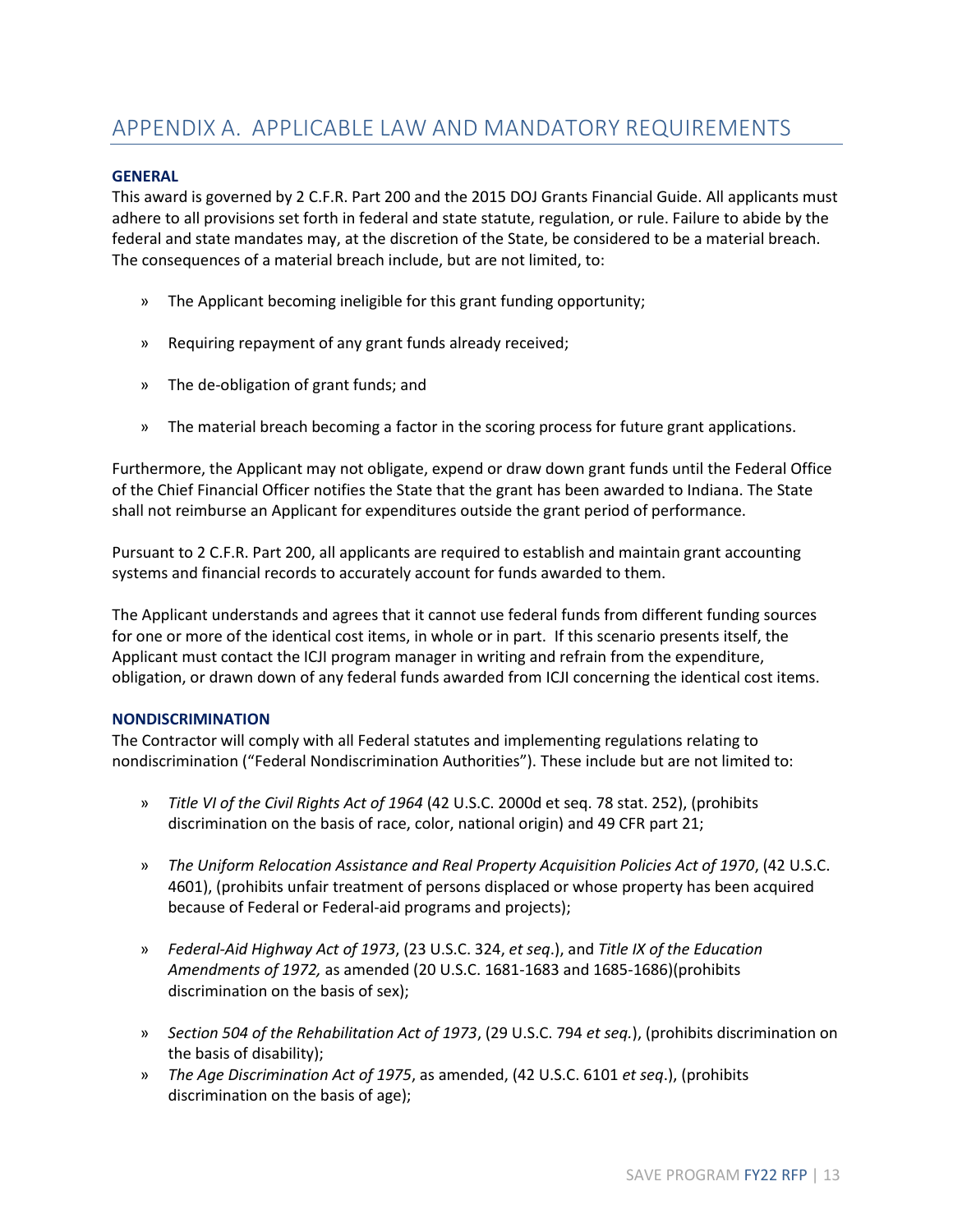# APPENDIX A. APPLICABLE LAW AND MANDATORY REQUIREMENTS

### GENERAL

This award is governed by 2 C.F.R. Part 200 and the 2015 DOJ Grants Financial Guide. All applicants must adhere to all provisions set forth in federal and state statute, regulation, or rule. Failure to abide by the federal and state mandates may, at the discretion of the State, be considered to be a material breach. The consequences of a material breach include, but are not limited, to:

- The Applicant becoming ineligible for this grant funding opportunity;
- Requiring repayment of any grant funds already received;
- The de-obligation of grant funds; and
- The material breach becoming a factor in the scoring process for future grant applications.

Furthermore, the Applicant may not obligate, expend or draw down grant funds until the Federal Office of the Chief Financial Officer notifies the State that the grant has been awarded to Indiana. The State shall not reimburse an Applicant for expenditures outside the grant period of performance.

Pursuant to 2 C.F.R. Part 200, all applicants are required to establish and maintain grant accounting systems and financial records to accurately account for funds awarded to them.

The Applicant understands and agrees that it cannot use federal funds from different funding sources for one or more of the identical cost items, in whole or in part. If this scenario presents itself, the Applicant must contact the ICJI program manager in writing and refrain from the expenditure, obligation, or drawn down of any federal funds awarded from ICJI concerning the identical cost items.

### NONDISCRIMINATION

The Contractor will comply with all Federal statutes and implementing regulations relating to nondiscrimination ("Federal Nondiscrimination Authorities"). These include but are not limited to:

- *Title VI of the Civil Rights Act of 1964* (42 U.S.C. 2000d et seq. 78 stat. 252), (prohibits discrimination on the basis of race, color, national origin) and 49 CFR part 21;
- *The Uniform Relocation Assistance and Real Property Acquisition Policies Act of 1970*, (42 U.S.C. 4601), (prohibits unfair treatment of persons displaced or whose property has been acquired because of Federal or Federal-aid programs and projects);
- *Federal-Aid Highway Act of 1973*, (23 U.S.C. 324, *et seq*.), and *Title IX of the Education Amendments of 1972,* as amended (20 U.S.C. 1681-1683 and 1685-1686)(prohibits discrimination on the basis of sex);
- *Section 504 of the Rehabilitation Act of 1973*, (29 U.S.C. 794 *et seq.*), (prohibits discrimination on the basis of disability);
- *The Age Discrimination Act of 1975*, as amended, (42 U.S.C. 6101 *et seq*.), (prohibits discrimination on the basis of age);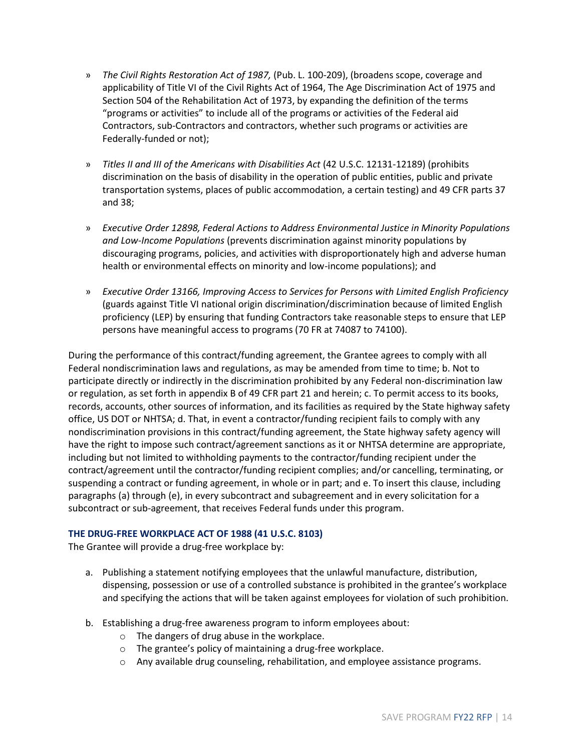- *The Civil Rights Restoration Act of 1987,* (Pub. L. 100-209), (broadens scope, coverage and applicability of Title VI of the Civil Rights Act of 1964, The Age Discrimination Act of 1975 and Section 504 of the Rehabilitation Act of 1973, by expanding the definition of the terms "programs or activities" to include all of the programs or activities of the Federal aid Contractors, sub-Contractors and contractors, whether such programs or activities are Federally-funded or not);

- *Titles II and III of the Americans with Disabilities Act* (42 U.S.C. 12131-12189) (prohibits discrimination on the basis of disability in the operation of public entities, public and private transportation systems, places of public accommodation, a certain testing) and 49 CFR parts 37 and 38;

- *Executive Order 12898, Federal Actions to Address Environmental Justice in Minority Populations and Low-Income Populations* (prevents discrimination against minority populations by discouraging programs, policies, and activities with disproportionately high and adverse human health or environmental effects on minority and low-income populations); and

- *Executive Order 13166, Improving Access to Services for Persons with Limited English Proficiency* (guards against Title VI national origin discrimination/discrimination because of limited English proficiency (LEP) by ensuring that funding Contractors take reasonable steps to ensure that LEP persons have meaningful access to programs (70 FR at 74087 to 74100).

During the performance of this contract/funding agreement, the Grantee agrees to comply with all Federal nondiscrimination laws and regulations, as may be amended from time to time; b. Not to participate directly or indirectly in the discrimination prohibited by any Federal non-discrimination law or regulation, as set forth in appendix B of 49 CFR part 21 and herein; c. To permit access to its books, records, accounts, other sources of information, and its facilities as required by the State highway safety office, US DOT or NHTSA; d. That, in event a contractor/funding recipient fails to comply with any nondiscrimination provisions in this contract/funding agreement, the State highway safety agency will have the right to impose such contract/agreement sanctions as it or NHTSA determine are appropriate, including but not limited to withholding payments to the contractor/funding recipient under the contract/agreement until the contractor/funding recipient complies; and/or cancelling, terminating, or suspending a contract or funding agreement, in whole or in part; and e. To insert this clause, including paragraphs (a) through (e), in every subcontract and subagreement and in every solicitation for a subcontract or sub-agreement, that receives Federal funds under this program.

**THE DRUG-FREE WORKPLACE ACT OF 1988 (41 U.S.C. 8103)**

The Grantee will provide a drug-free workplace by:

a. Publishing a statement notifying employees that the unlawful manufacture, distribution, dispensing, possession or use of a controlled substance is prohibited in the grantee's workplace and specifying the actions that will be taken against employees for violation of such prohibition.

b. Establishing a drug-free awareness program to inform employees about:
   - The dangers of drug abuse in the workplace.
   - The grantee's policy of maintaining a drug-free workplace.
   - Any available drug counseling, rehabilitation, and employee assistance programs.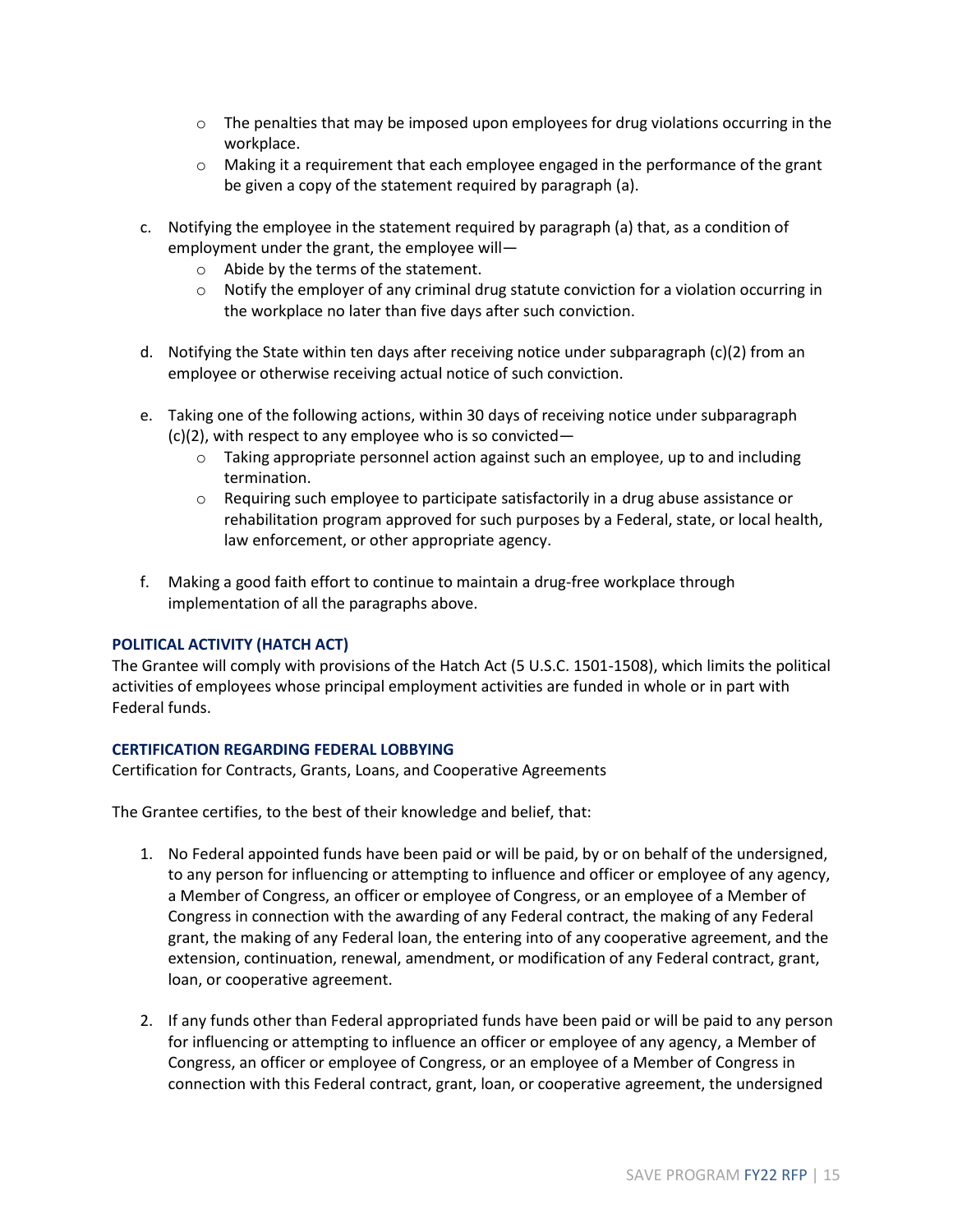- The penalties that may be imposed upon employees for drug violations occurring in the workplace.
  - Making it a requirement that each employee engaged in the performance of the grant be given a copy of the statement required by paragraph (a).

c. Notifying the employee in the statement required by paragraph (a) that, as a condition of employment under the grant, the employee will—
  - Abide by the terms of the statement.
  - Notify the employer of any criminal drug statute conviction for a violation occurring in the workplace no later than five days after such conviction.

d. Notifying the State within ten days after receiving notice under subparagraph (c)(2) from an employee or otherwise receiving actual notice of such conviction.

e. Taking one of the following actions, within 30 days of receiving notice under subparagraph (c)(2), with respect to any employee who is so convicted—
  - Taking appropriate personnel action against such an employee, up to and including termination.
  - Requiring such employee to participate satisfactorily in a drug abuse assistance or rehabilitation program approved for such purposes by a Federal, state, or local health, law enforcement, or other appropriate agency.

f. Making a good faith effort to continue to maintain a drug-free workplace through implementation of all the paragraphs above.

### POLITICAL ACTIVITY (HATCH ACT)

The Grantee will comply with provisions of the Hatch Act (5 U.S.C. 1501-1508), which limits the political activities of employees whose principal employment activities are funded in whole or in part with Federal funds.

### CERTIFICATION REGARDING FEDERAL LOBBYING

Certification for Contracts, Grants, Loans, and Cooperative Agreements

The Grantee certifies, to the best of their knowledge and belief, that:

1. No Federal appointed funds have been paid or will be paid, by or on behalf of the undersigned, to any person for influencing or attempting to influence and officer or employee of any agency, a Member of Congress, an officer or employee of Congress, or an employee of a Member of Congress in connection with the awarding of any Federal contract, the making of any Federal grant, the making of any Federal loan, the entering into of any cooperative agreement, and the extension, continuation, renewal, amendment, or modification of any Federal contract, grant, loan, or cooperative agreement.

2. If any funds other than Federal appropriated funds have been paid or will be paid to any person for influencing or attempting to influence an officer or employee of any agency, a Member of Congress, an officer or employee of Congress, or an employee of a Member of Congress in connection with this Federal contract, grant, loan, or cooperative agreement, the undersigned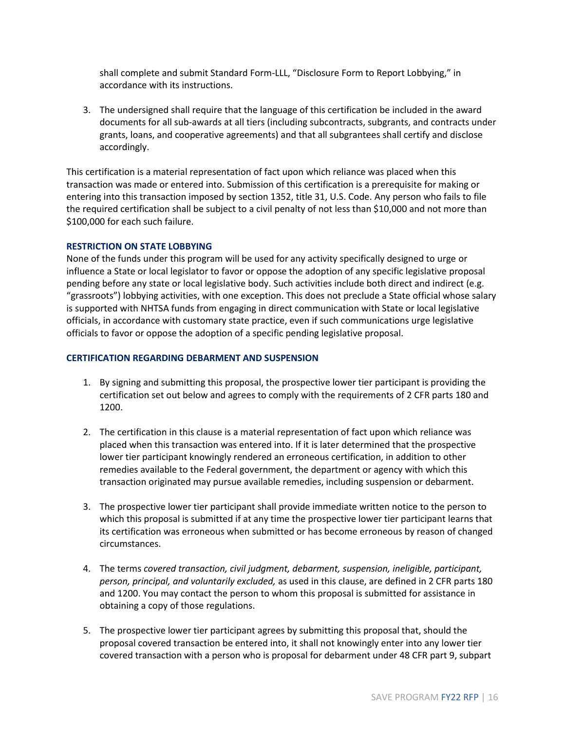shall complete and submit Standard Form-LLL, "Disclosure Form to Report Lobbying," in accordance with its instructions.

3. The undersigned shall require that the language of this certification be included in the award documents for all sub-awards at all tiers (including subcontracts, subgrants, and contracts under grants, loans, and cooperative agreements) and that all subgrantees shall certify and disclose accordingly.

This certification is a material representation of fact upon which reliance was placed when this transaction was made or entered into. Submission of this certification is a prerequisite for making or entering into this transaction imposed by section 1352, title 31, U.S. Code. Any person who fails to file the required certification shall be subject to a civil penalty of not less than $10,000 and not more than $100,000 for each such failure.

**RESTRICTION ON STATE LOBBYING**

None of the funds under this program will be used for any activity specifically designed to urge or influence a State or local legislator to favor or oppose the adoption of any specific legislative proposal pending before any state or local legislative body. Such activities include both direct and indirect (e.g. "grassroots") lobbying activities, with one exception. This does not preclude a State official whose salary is supported with NHTSA funds from engaging in direct communication with State or local legislative officials, in accordance with customary state practice, even if such communications urge legislative officials to favor or oppose the adoption of a specific pending legislative proposal.

**CERTIFICATION REGARDING DEBARMENT AND SUSPENSION**

1. By signing and submitting this proposal, the prospective lower tier participant is providing the certification set out below and agrees to comply with the requirements of 2 CFR parts 180 and 1200.

2. The certification in this clause is a material representation of fact upon which reliance was placed when this transaction was entered into. If it is later determined that the prospective lower tier participant knowingly rendered an erroneous certification, in addition to other remedies available to the Federal government, the department or agency with which this transaction originated may pursue available remedies, including suspension or debarment.

3. The prospective lower tier participant shall provide immediate written notice to the person to which this proposal is submitted if at any time the prospective lower tier participant learns that its certification was erroneous when submitted or has become erroneous by reason of changed circumstances.

4. The terms *covered transaction, civil judgment, debarment, suspension, ineligible, participant, person, principal, and voluntarily excluded,* as used in this clause, are defined in 2 CFR parts 180 and 1200. You may contact the person to whom this proposal is submitted for assistance in obtaining a copy of those regulations.

5. The prospective lower tier participant agrees by submitting this proposal that, should the proposal covered transaction be entered into, it shall not knowingly enter into any lower tier covered transaction with a person who is proposal for debarment under 48 CFR part 9, subpart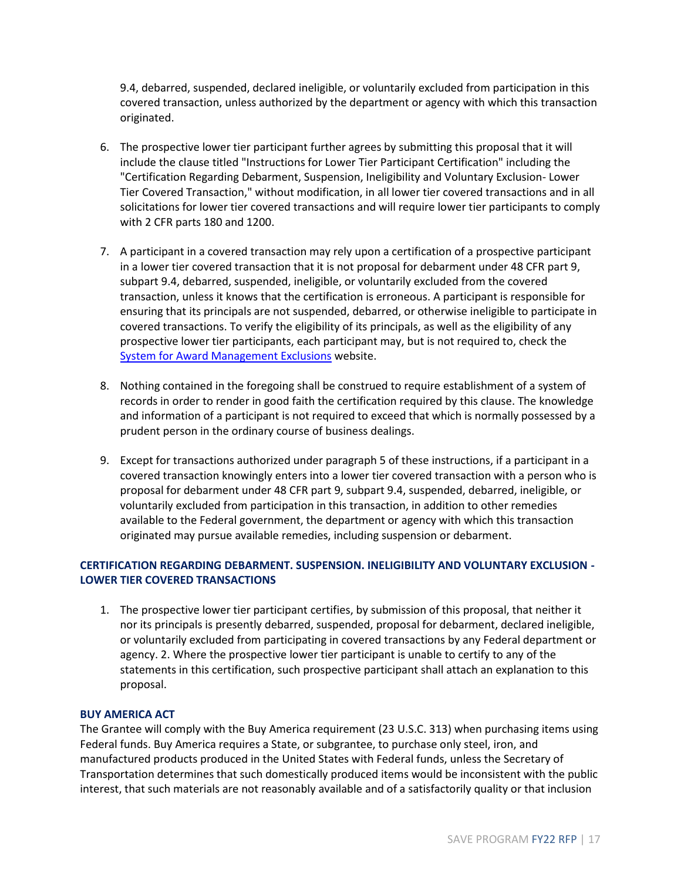9.4, debarred, suspended, declared ineligible, or voluntarily excluded from participation in this covered transaction, unless authorized by the department or agency with which this transaction originated.

6. The prospective lower tier participant further agrees by submitting this proposal that it will include the clause titled "Instructions for Lower Tier Participant Certification" including the "Certification Regarding Debarment, Suspension, Ineligibility and Voluntary Exclusion- Lower Tier Covered Transaction," without modification, in all lower tier covered transactions and in all solicitations for lower tier covered transactions and will require lower tier participants to comply with 2 CFR parts 180 and 1200.

7. A participant in a covered transaction may rely upon a certification of a prospective participant in a lower tier covered transaction that it is not proposal for debarment under 48 CFR part 9, subpart 9.4, debarred, suspended, ineligible, or voluntarily excluded from the covered transaction, unless it knows that the certification is erroneous. A participant is responsible for ensuring that its principals are not suspended, debarred, or otherwise ineligible to participate in covered transactions. To verify the eligibility of its principals, as well as the eligibility of any prospective lower tier participants, each participant may, but is not required to, check the System for Award Management Exclusions website.

8. Nothing contained in the foregoing shall be construed to require establishment of a system of records in order to render in good faith the certification required by this clause. The knowledge and information of a participant is not required to exceed that which is normally possessed by a prudent person in the ordinary course of business dealings.

9. Except for transactions authorized under paragraph 5 of these instructions, if a participant in a covered transaction knowingly enters into a lower tier covered transaction with a person who is proposal for debarment under 48 CFR part 9, subpart 9.4, suspended, debarred, ineligible, or voluntarily excluded from participation in this transaction, in addition to other remedies available to the Federal government, the department or agency with which this transaction originated may pursue available remedies, including suspension or debarment.

### CERTIFICATION REGARDING DEBARMENT. SUSPENSION. INELIGIBILITY AND VOLUNTARY EXCLUSION - LOWER TIER COVERED TRANSACTIONS

1. The prospective lower tier participant certifies, by submission of this proposal, that neither it nor its principals is presently debarred, suspended, proposal for debarment, declared ineligible, or voluntarily excluded from participating in covered transactions by any Federal department or agency. 2. Where the prospective lower tier participant is unable to certify to any of the statements in this certification, such prospective participant shall attach an explanation to this proposal.

### BUY AMERICA ACT

The Grantee will comply with the Buy America requirement (23 U.S.C. 313) when purchasing items using Federal funds. Buy America requires a State, or subgrantee, to purchase only steel, iron, and manufactured products produced in the United States with Federal funds, unless the Secretary of Transportation determines that such domestically produced items would be inconsistent with the public interest, that such materials are not reasonably available and of a satisfactorily quality or that inclusion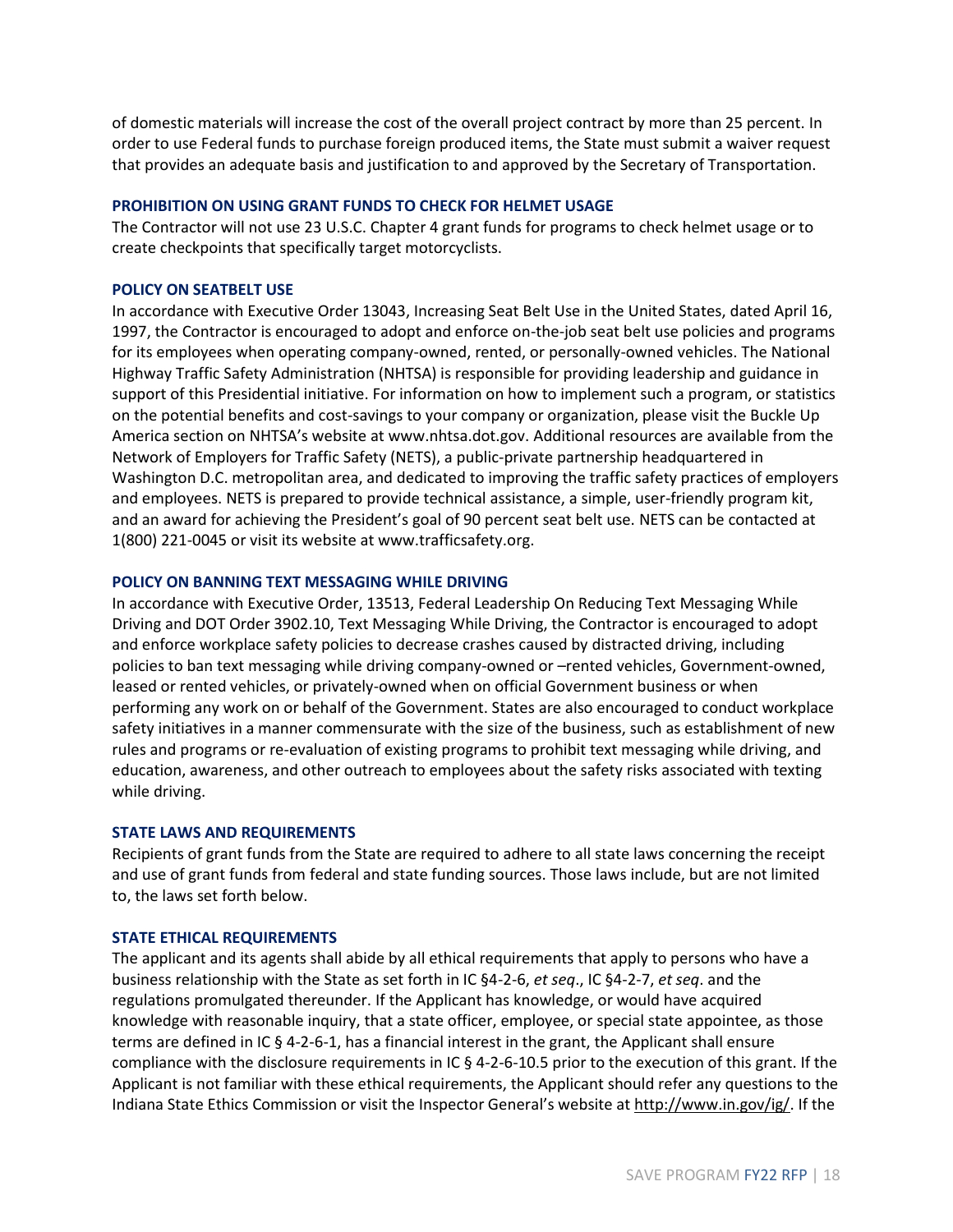of domestic materials will increase the cost of the overall project contract by more than 25 percent. In order to use Federal funds to purchase foreign produced items, the State must submit a waiver request that provides an adequate basis and justification to and approved by the Secretary of Transportation.

### PROHIBITION ON USING GRANT FUNDS TO CHECK FOR HELMET USAGE

The Contractor will not use 23 U.S.C. Chapter 4 grant funds for programs to check helmet usage or to create checkpoints that specifically target motorcyclists.

### POLICY ON SEATBELT USE

In accordance with Executive Order 13043, Increasing Seat Belt Use in the United States, dated April 16, 1997, the Contractor is encouraged to adopt and enforce on-the-job seat belt use policies and programs for its employees when operating company-owned, rented, or personally-owned vehicles. The National Highway Traffic Safety Administration (NHTSA) is responsible for providing leadership and guidance in support of this Presidential initiative. For information on how to implement such a program, or statistics on the potential benefits and cost-savings to your company or organization, please visit the Buckle Up America section on NHTSA's website at www.nhtsa.dot.gov. Additional resources are available from the Network of Employers for Traffic Safety (NETS), a public-private partnership headquartered in Washington D.C. metropolitan area, and dedicated to improving the traffic safety practices of employers and employees. NETS is prepared to provide technical assistance, a simple, user-friendly program kit, and an award for achieving the President's goal of 90 percent seat belt use. NETS can be contacted at 1(800) 221-0045 or visit its website at www.trafficsafety.org.

### POLICY ON BANNING TEXT MESSAGING WHILE DRIVING

In accordance with Executive Order, 13513, Federal Leadership On Reducing Text Messaging While Driving and DOT Order 3902.10, Text Messaging While Driving, the Contractor is encouraged to adopt and enforce workplace safety policies to decrease crashes caused by distracted driving, including policies to ban text messaging while driving company-owned or –rented vehicles, Government-owned, leased or rented vehicles, or privately-owned when on official Government business or when performing any work on or behalf of the Government. States are also encouraged to conduct workplace safety initiatives in a manner commensurate with the size of the business, such as establishment of new rules and programs or re-evaluation of existing programs to prohibit text messaging while driving, and education, awareness, and other outreach to employees about the safety risks associated with texting while driving.

### STATE LAWS AND REQUIREMENTS

Recipients of grant funds from the State are required to adhere to all state laws concerning the receipt and use of grant funds from federal and state funding sources. Those laws include, but are not limited to, the laws set forth below.

### STATE ETHICAL REQUIREMENTS

The applicant and its agents shall abide by all ethical requirements that apply to persons who have a business relationship with the State as set forth in IC §4-2-6, *et seq*., IC §4-2-7, *et seq*. and the regulations promulgated thereunder. If the Applicant has knowledge, or would have acquired knowledge with reasonable inquiry, that a state officer, employee, or special state appointee, as those terms are defined in IC § 4-2-6-1, has a financial interest in the grant, the Applicant shall ensure compliance with the disclosure requirements in IC § 4-2-6-10.5 prior to the execution of this grant. If the Applicant is not familiar with these ethical requirements, the Applicant should refer any questions to the Indiana State Ethics Commission or visit the Inspector General's website at http://www.in.gov/ig/. If the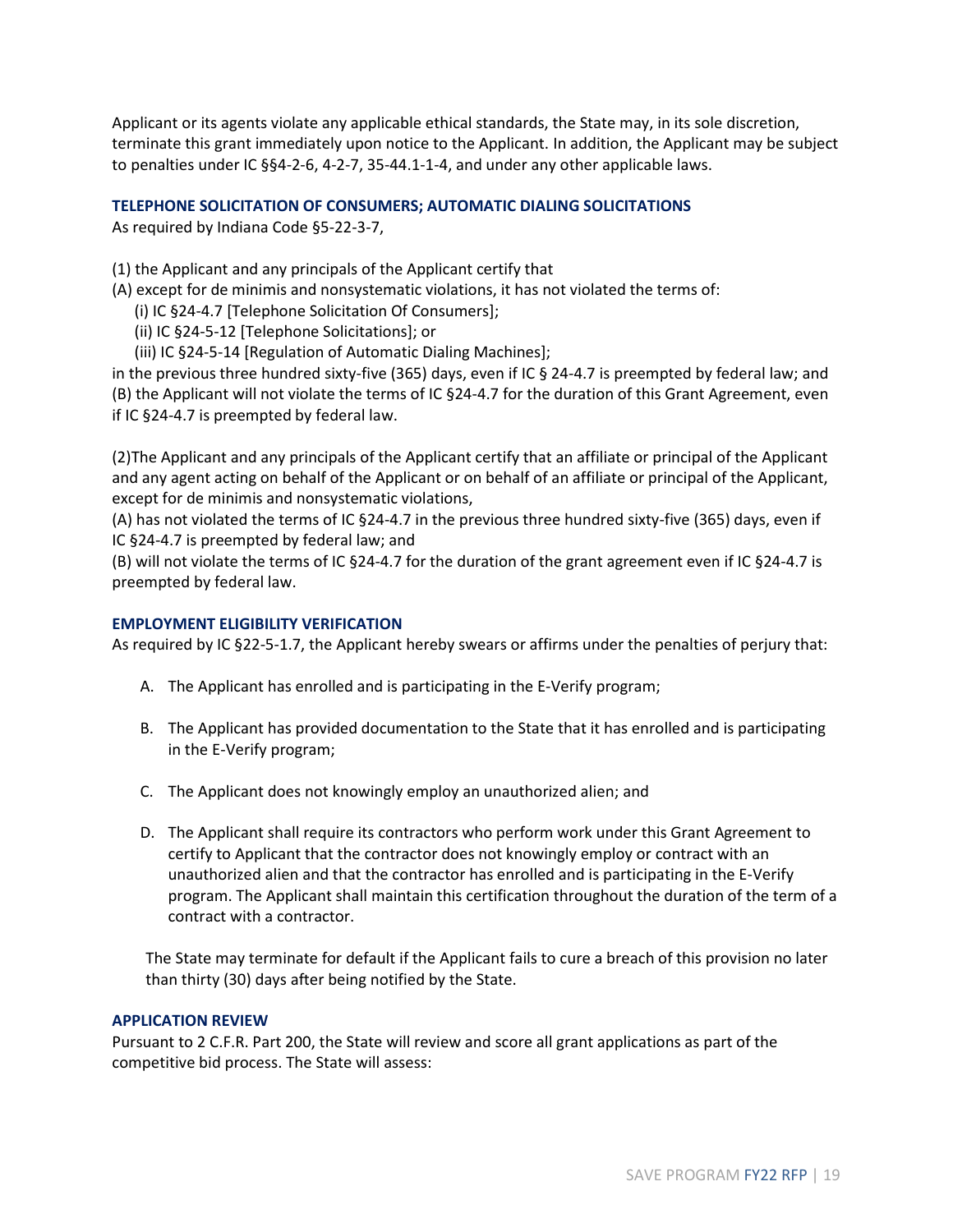Applicant or its agents violate any applicable ethical standards, the State may, in its sole discretion, terminate this grant immediately upon notice to the Applicant. In addition, the Applicant may be subject to penalties under IC §§4-2-6, 4-2-7, 35-44.1-1-4, and under any other applicable laws.

### TELEPHONE SOLICITATION OF CONSUMERS; AUTOMATIC DIALING SOLICITATIONS

As required by Indiana Code §5-22-3-7,

(1) the Applicant and any principals of the Applicant certify that
(A) except for de minimis and nonsystematic violations, it has not violated the terms of:
  (i) IC §24-4.7 [Telephone Solicitation Of Consumers];
  (ii) IC §24-5-12 [Telephone Solicitations]; or
  (iii) IC §24-5-14 [Regulation of Automatic Dialing Machines];
in the previous three hundred sixty-five (365) days, even if IC § 24-4.7 is preempted by federal law; and
(B) the Applicant will not violate the terms of IC §24-4.7 for the duration of this Grant Agreement, even if IC §24-4.7 is preempted by federal law.

(2)The Applicant and any principals of the Applicant certify that an affiliate or principal of the Applicant and any agent acting on behalf of the Applicant or on behalf of an affiliate or principal of the Applicant, except for de minimis and nonsystematic violations,
(A) has not violated the terms of IC §24-4.7 in the previous three hundred sixty-five (365) days, even if IC §24-4.7 is preempted by federal law; and
(B) will not violate the terms of IC §24-4.7 for the duration of the grant agreement even if IC §24-4.7 is preempted by federal law.

### EMPLOYMENT ELIGIBILITY VERIFICATION

As required by IC §22-5-1.7, the Applicant hereby swears or affirms under the penalties of perjury that:

A. The Applicant has enrolled and is participating in the E-Verify program;

B. The Applicant has provided documentation to the State that it has enrolled and is participating in the E-Verify program;

C. The Applicant does not knowingly employ an unauthorized alien; and

D. The Applicant shall require its contractors who perform work under this Grant Agreement to certify to Applicant that the contractor does not knowingly employ or contract with an unauthorized alien and that the contractor has enrolled and is participating in the E-Verify program. The Applicant shall maintain this certification throughout the duration of the term of a contract with a contractor.

The State may terminate for default if the Applicant fails to cure a breach of this provision no later than thirty (30) days after being notified by the State.

### APPLICATION REVIEW

Pursuant to 2 C.F.R. Part 200, the State will review and score all grant applications as part of the competitive bid process. The State will assess: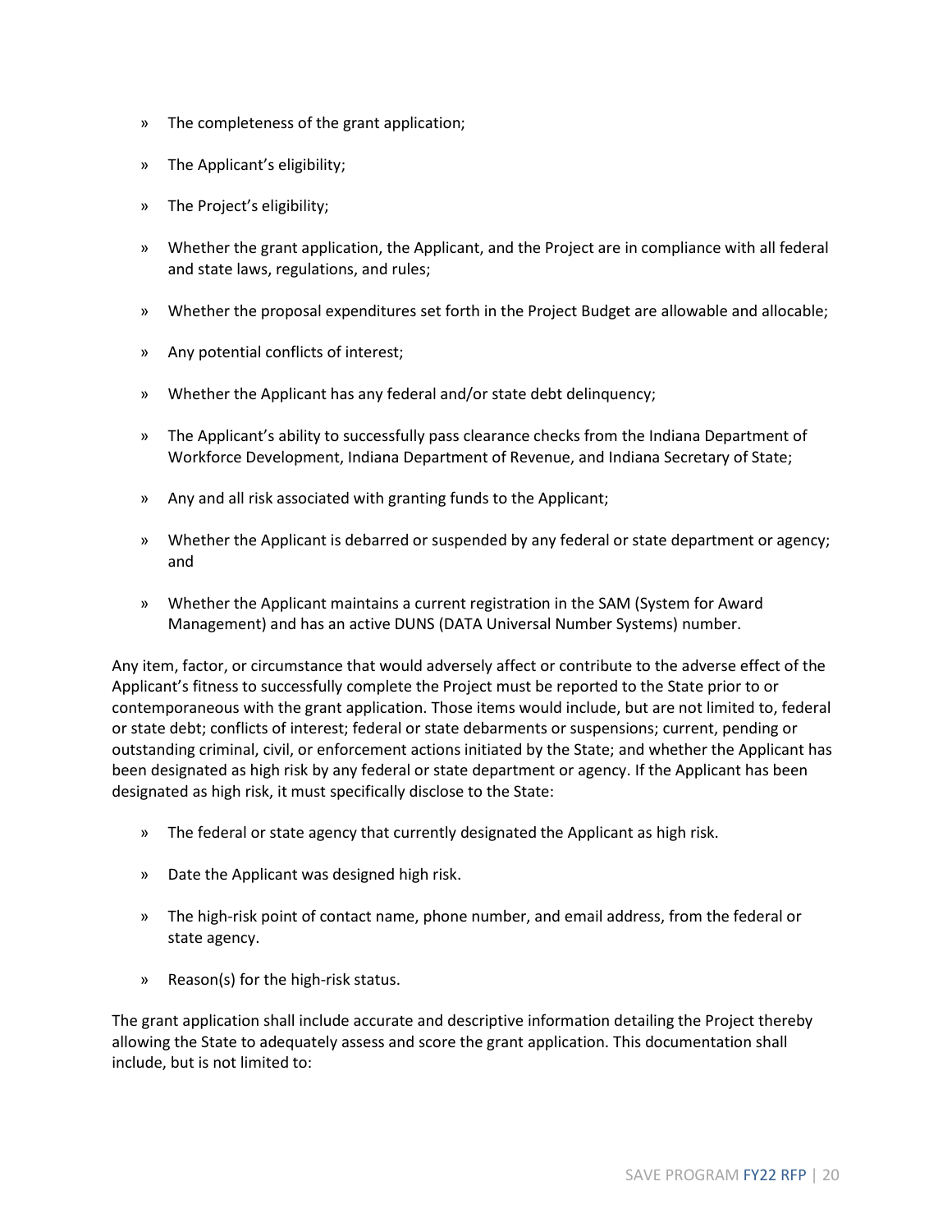- The completeness of the grant application;
- The Applicant's eligibility;
- The Project's eligibility;
- Whether the grant application, the Applicant, and the Project are in compliance with all federal and state laws, regulations, and rules;
- Whether the proposal expenditures set forth in the Project Budget are allowable and allocable;
- Any potential conflicts of interest;
- Whether the Applicant has any federal and/or state debt delinquency;
- The Applicant's ability to successfully pass clearance checks from the Indiana Department of Workforce Development, Indiana Department of Revenue, and Indiana Secretary of State;
- Any and all risk associated with granting funds to the Applicant;
- Whether the Applicant is debarred or suspended by any federal or state department or agency; and
- Whether the Applicant maintains a current registration in the SAM (System for Award Management) and has an active DUNS (DATA Universal Number Systems) number.

Any item, factor, or circumstance that would adversely affect or contribute to the adverse effect of the Applicant's fitness to successfully complete the Project must be reported to the State prior to or contemporaneous with the grant application. Those items would include, but are not limited to, federal or state debt; conflicts of interest; federal or state debarments or suspensions; current, pending or outstanding criminal, civil, or enforcement actions initiated by the State; and whether the Applicant has been designated as high risk by any federal or state department or agency. If the Applicant has been designated as high risk, it must specifically disclose to the State:

- The federal or state agency that currently designated the Applicant as high risk.
- Date the Applicant was designed high risk.
- The high-risk point of contact name, phone number, and email address, from the federal or state agency.
- Reason(s) for the high-risk status.

The grant application shall include accurate and descriptive information detailing the Project thereby allowing the State to adequately assess and score the grant application. This documentation shall include, but is not limited to: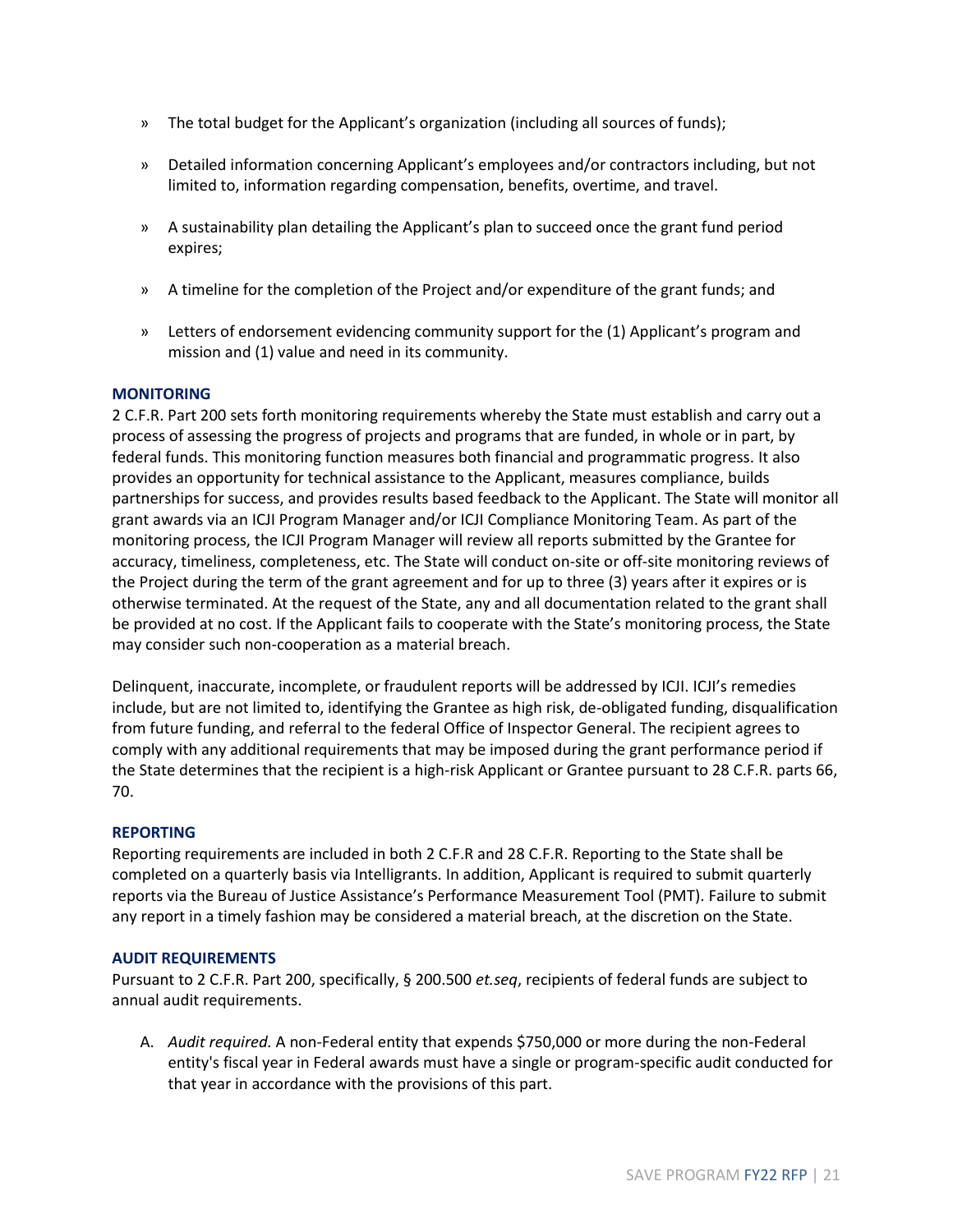- The total budget for the Applicant's organization (including all sources of funds);
- Detailed information concerning Applicant's employees and/or contractors including, but not limited to, information regarding compensation, benefits, overtime, and travel.
- A sustainability plan detailing the Applicant's plan to succeed once the grant fund period expires;
- A timeline for the completion of the Project and/or expenditure of the grant funds; and
- Letters of endorsement evidencing community support for the (1) Applicant's program and mission and (1) value and need in its community.

### MONITORING

2 C.F.R. Part 200 sets forth monitoring requirements whereby the State must establish and carry out a process of assessing the progress of projects and programs that are funded, in whole or in part, by federal funds. This monitoring function measures both financial and programmatic progress. It also provides an opportunity for technical assistance to the Applicant, measures compliance, builds partnerships for success, and provides results based feedback to the Applicant. The State will monitor all grant awards via an ICJI Program Manager and/or ICJI Compliance Monitoring Team. As part of the monitoring process, the ICJI Program Manager will review all reports submitted by the Grantee for accuracy, timeliness, completeness, etc. The State will conduct on-site or off-site monitoring reviews of the Project during the term of the grant agreement and for up to three (3) years after it expires or is otherwise terminated. At the request of the State, any and all documentation related to the grant shall be provided at no cost. If the Applicant fails to cooperate with the State's monitoring process, the State may consider such non-cooperation as a material breach.

Delinquent, inaccurate, incomplete, or fraudulent reports will be addressed by ICJI. ICJI's remedies include, but are not limited to, identifying the Grantee as high risk, de-obligated funding, disqualification from future funding, and referral to the federal Office of Inspector General. The recipient agrees to comply with any additional requirements that may be imposed during the grant performance period if the State determines that the recipient is a high-risk Applicant or Grantee pursuant to 28 C.F.R. parts 66, 70.

### REPORTING

Reporting requirements are included in both 2 C.F.R and 28 C.F.R. Reporting to the State shall be completed on a quarterly basis via Intelligrants. In addition, Applicant is required to submit quarterly reports via the Bureau of Justice Assistance's Performance Measurement Tool (PMT). Failure to submit any report in a timely fashion may be considered a material breach, at the discretion on the State.

### AUDIT REQUIREMENTS

Pursuant to 2 C.F.R. Part 200, specifically, § 200.500 *et.seq*, recipients of federal funds are subject to annual audit requirements.

A. *Audit required.* A non-Federal entity that expends $750,000 or more during the non-Federal entity's fiscal year in Federal awards must have a single or program-specific audit conducted for that year in accordance with the provisions of this part.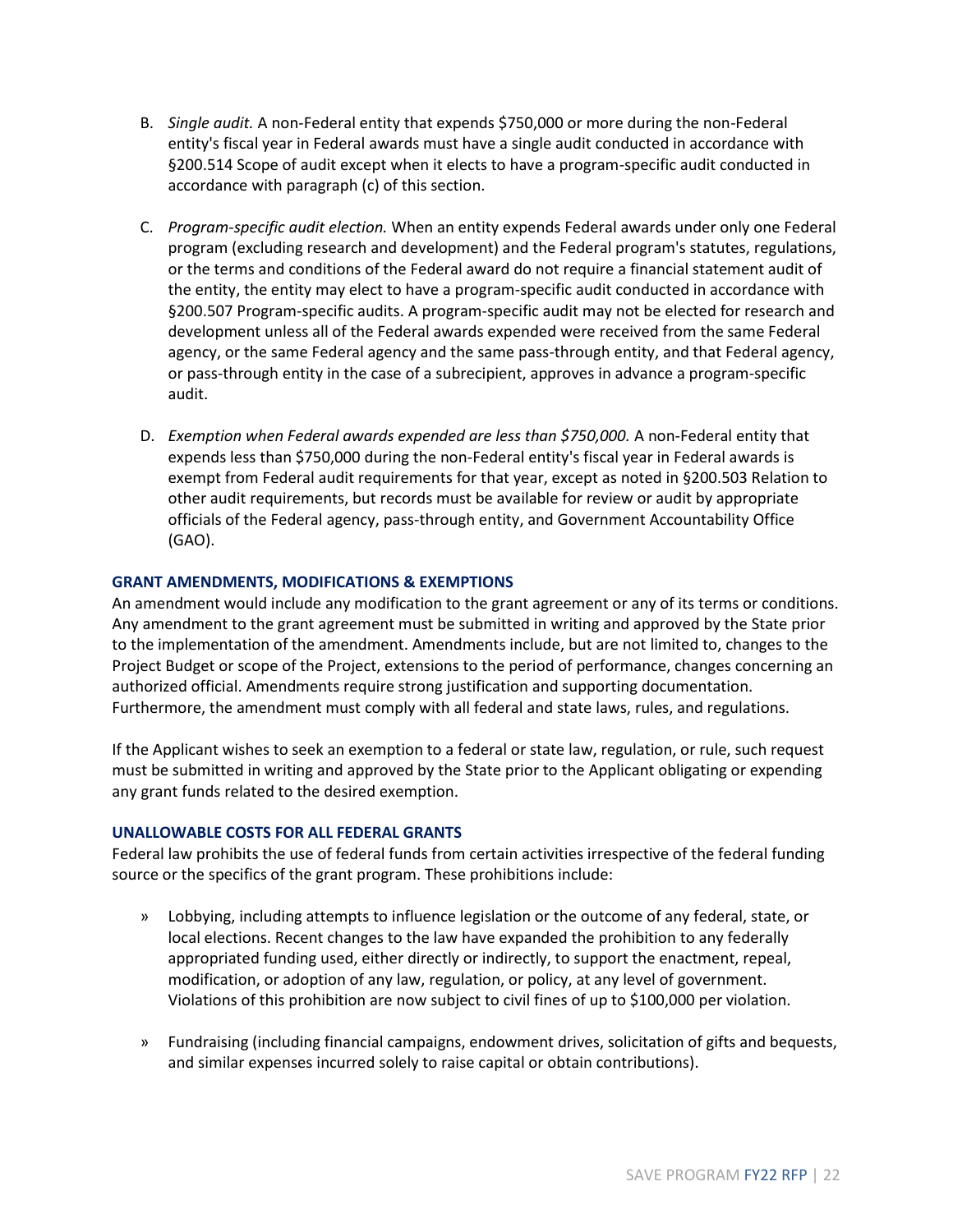B. *Single audit.* A non-Federal entity that expends $750,000 or more during the non-Federal entity's fiscal year in Federal awards must have a single audit conducted in accordance with §200.514 Scope of audit except when it elects to have a program-specific audit conducted in accordance with paragraph (c) of this section.

C. *Program-specific audit election.* When an entity expends Federal awards under only one Federal program (excluding research and development) and the Federal program's statutes, regulations, or the terms and conditions of the Federal award do not require a financial statement audit of the entity, the entity may elect to have a program-specific audit conducted in accordance with §200.507 Program-specific audits. A program-specific audit may not be elected for research and development unless all of the Federal awards expended were received from the same Federal agency, or the same Federal agency and the same pass-through entity, and that Federal agency, or pass-through entity in the case of a subrecipient, approves in advance a program-specific audit.

D. *Exemption when Federal awards expended are less than $750,000.* A non-Federal entity that expends less than $750,000 during the non-Federal entity's fiscal year in Federal awards is exempt from Federal audit requirements for that year, except as noted in §200.503 Relation to other audit requirements, but records must be available for review or audit by appropriate officials of the Federal agency, pass-through entity, and Government Accountability Office (GAO).

### GRANT AMENDMENTS, MODIFICATIONS & EXEMPTIONS

An amendment would include any modification to the grant agreement or any of its terms or conditions. Any amendment to the grant agreement must be submitted in writing and approved by the State prior to the implementation of the amendment. Amendments include, but are not limited to, changes to the Project Budget or scope of the Project, extensions to the period of performance, changes concerning an authorized official. Amendments require strong justification and supporting documentation. Furthermore, the amendment must comply with all federal and state laws, rules, and regulations.

If the Applicant wishes to seek an exemption to a federal or state law, regulation, or rule, such request must be submitted in writing and approved by the State prior to the Applicant obligating or expending any grant funds related to the desired exemption.

### UNALLOWABLE COSTS FOR ALL FEDERAL GRANTS

Federal law prohibits the use of federal funds from certain activities irrespective of the federal funding source or the specifics of the grant program. These prohibitions include:

- Lobbying, including attempts to influence legislation or the outcome of any federal, state, or local elections. Recent changes to the law have expanded the prohibition to any federally appropriated funding used, either directly or indirectly, to support the enactment, repeal, modification, or adoption of any law, regulation, or policy, at any level of government. Violations of this prohibition are now subject to civil fines of up to $100,000 per violation.

- Fundraising (including financial campaigns, endowment drives, solicitation of gifts and bequests, and similar expenses incurred solely to raise capital or obtain contributions).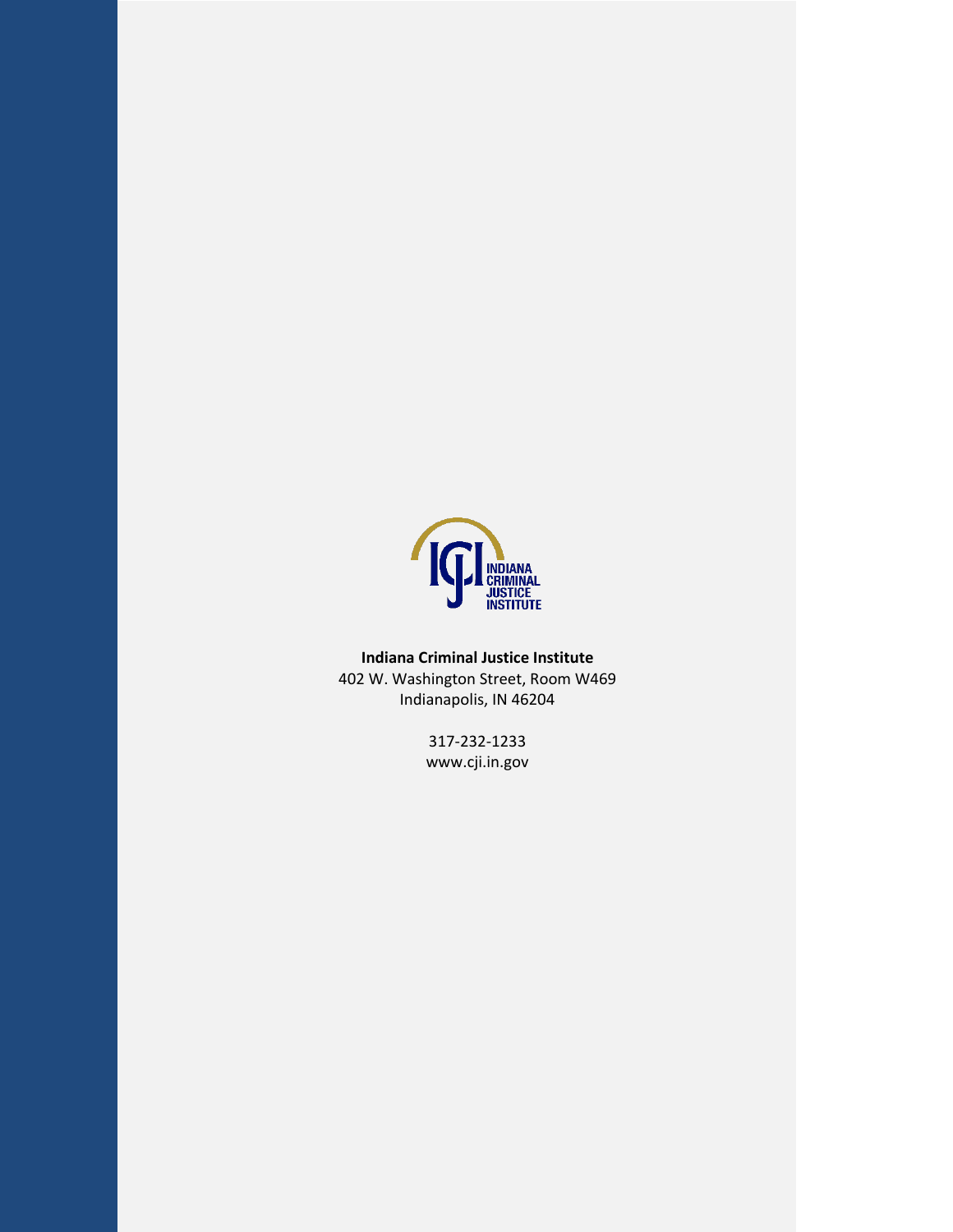**Indiana Criminal Justice Institute**
402 W. Washington Street, Room W469
Indianapolis, IN 46204

317-232-1233
www.cji.in.gov